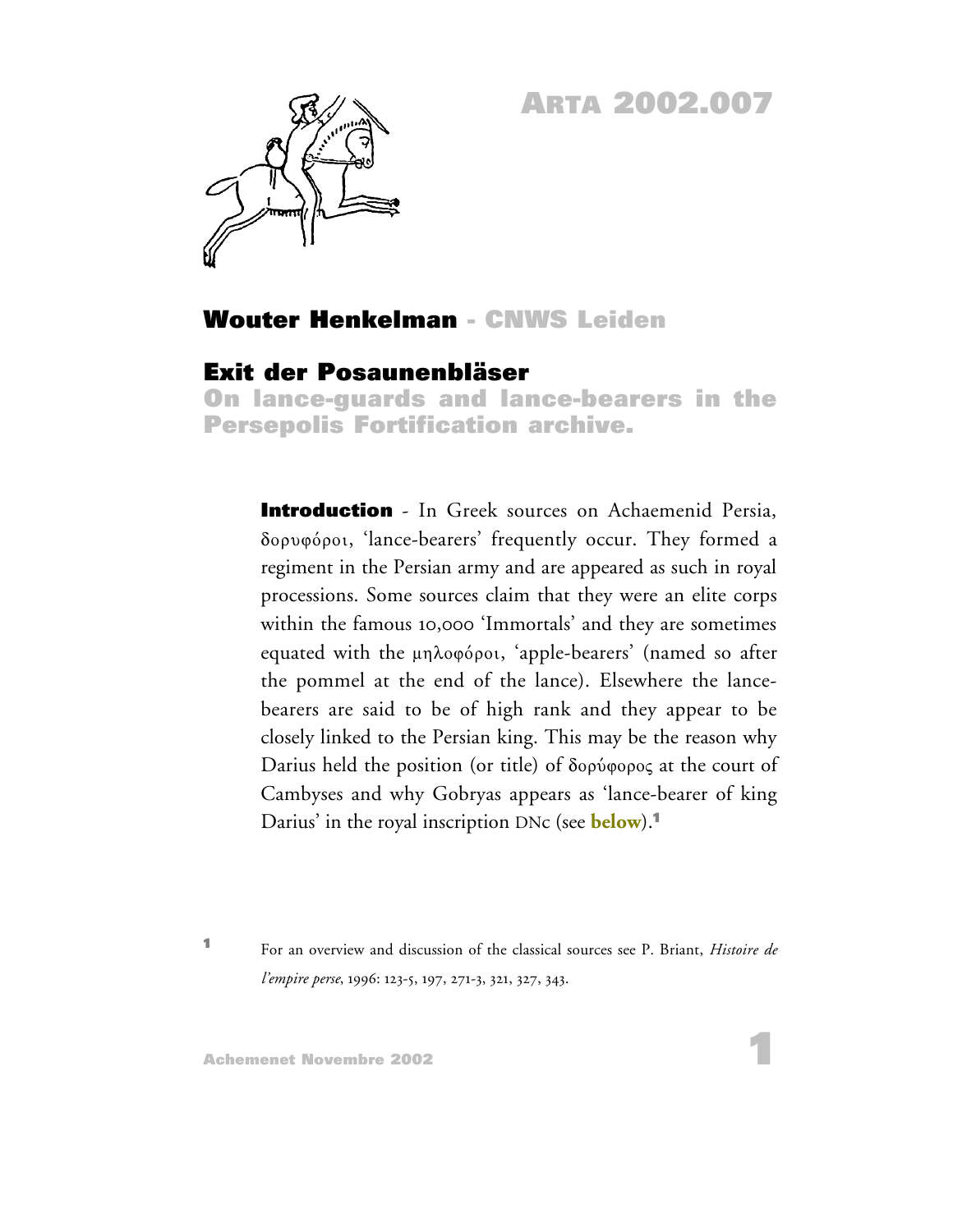# ARTA 2002.007

**Wouter Henkelman** - CNWS Leiden

## Exit der Posaunenbläser

### On lance-guards and lance-bearers in the Persepolis Fortification archive.

**Introduction** - In Greek sources on Achaemenid Persia, δορυφόροι, 'lance-bearers' frequently occur. They formed a regiment in the Persian army and are appeared as such in royal processions. Some sources claim that they were an elite corps within the famous 10,000 'Immortals' and they are sometimes equated with the μηλοφόροι, 'apple-bearers' (named so after the pommel at the end of the lance). Elsewhere the lance-bearers are said to be of high rank and they appear to be closely linked to the Persian king. This may be the reason why Darius held the position (or title) of δορύφορος at the court of Cambyses and why Gobryas appears as 'lance-bearer of king Darius' in the royal inscription DNc (see **below**).[1]

[1] For an overview and discussion of the classical sources see P. Briant, *Histoire de l'empire perse*, 1996: 123-5, 197, 271-3, 321, 327, 343.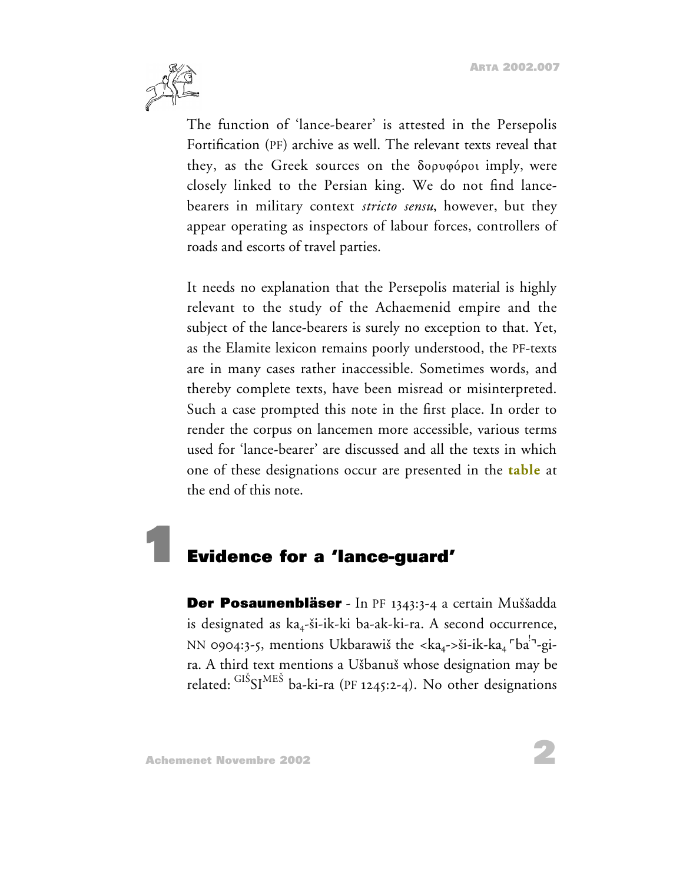The function of 'lance-bearer' is attested in the Persepolis Fortification (PF) archive as well. The relevant texts reveal that they, as the Greek sources on the δορυφόροι imply, were closely linked to the Persian king. We do not find lance-bearers in military context *stricto sensu*, however, but they appear operating as inspectors of labour forces, controllers of roads and escorts of travel parties.

It needs no explanation that the Persepolis material is highly relevant to the study of the Achaemenid empire and the subject of the lance-bearers is surely no exception to that. Yet, as the Elamite lexicon remains poorly understood, the PF-texts are in many cases rather inaccessible. Sometimes words, and thereby complete texts, have been misread or misinterpreted. Such a case prompted this note in the first place. In order to render the corpus on lancemen more accessible, various terms used for 'lance-bearer' are discussed and all the texts in which one of these designations occur are presented in the **table** at the end of this note.

## 1 Evidence for a 'lance-guard'

**Der Posaunenbläser** - In PF 1343:3-4 a certain Muššadda is designated as $ka_4$-ši-ik-ki ba-ak-ki-ra. A second occurrence, NN 0904:3-5, mentions Ukbarawiš the <$ka_4$->ši-ik-$ka_4$ ⌜ba$^!$⌝-gi-ra. A third text mentions a Ušbanuš whose designation may be related: $^{GIŠ}$SI$^{MEŠ}$ ba-ki-ra (PF 1245:2-4). No other designations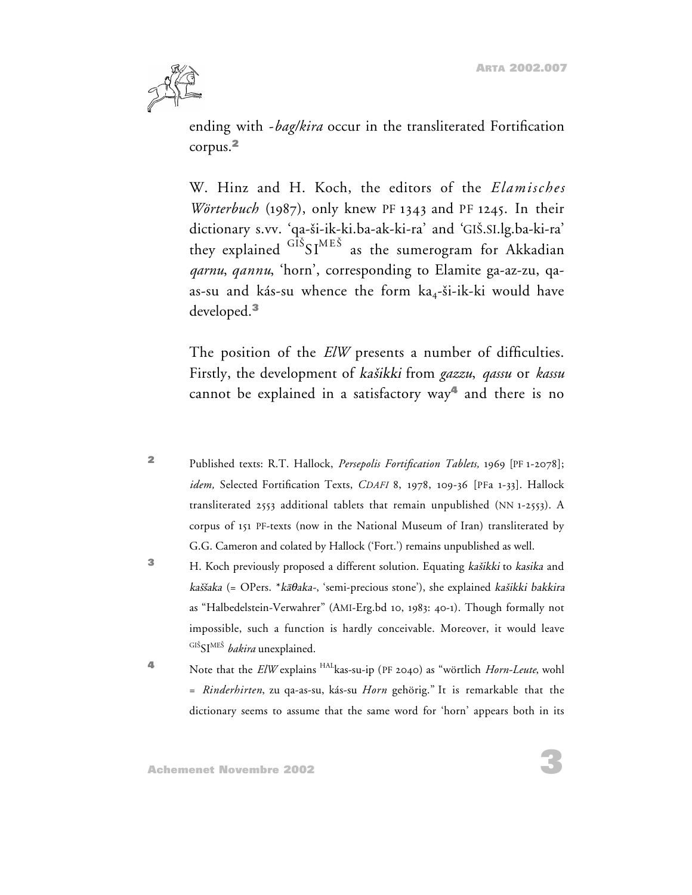ending with *-bag/kira* occur in the transliterated Fortification corpus.[2]

W. Hinz and H. Koch, the editors of the *Elamisches Wörterbuch* (1987), only knew PF 1343 and PF 1245. In their dictionary s.vv. 'qa-ši-ik-ki.ba-ak-ki-ra' and 'GIŠ.SI.lg.ba-ki-ra' they explained $^{\text{GIŠ}}$SI$^{\text{MEŠ}}$ as the sumerogram for Akkadian *qarnu*, *qannu*, 'horn', corresponding to Elamite ga-az-zu, qa-as-su and kás-su whence the form $\text{ka}_4$-ši-ik-ki would have developed.[3]

The position of the *ElW* presents a number of difficulties. Firstly, the development of *kašikki* from *gazzu*, *qassu* or *kassu* cannot be explained in a satisfactory way[4] and there is no

---

[2] Published texts: R.T. Hallock, *Persepolis Fortification Tablets,* 1969 [PF 1-2078]; *idem,* Selected Fortification Texts, *CDAFI* 8, 1978, 109-36 [PFa 1-33]. Hallock transliterated 2553 additional tablets that remain unpublished (NN 1-2553). A corpus of 151 PF-texts (now in the National Museum of Iran) transliterated by G.G. Cameron and colated by Hallock ('Fort.') remains unpublished as well.

[3] H. Koch previously proposed a different solution. Equating *kašikki* to *kasika* and *kaššaka* (= OPers. *\*kāθaka-*, 'semi-precious stone'), she explained *kašikki bakkira* as "Halbedelstein-Verwahrer" (AMI-Erg.bd 10, 1983: 40-1). Though formally not impossible, such a function is hardly conceivable. Moreover, it would leave $^{\text{GIŠ}}$SI$^{\text{MEŠ}}$ *bakira* unexplained.

[4] Note that the *ElW* explains $^{\text{HAL}}$kas-su-ip (PF 2040) as "wörtlich *Horn-Leute*, wohl = *Rinderhirten*, zu qa-as-su, kás-su *Horn* gehörig." It is remarkable that the dictionary seems to assume that the same word for 'horn' appears both in its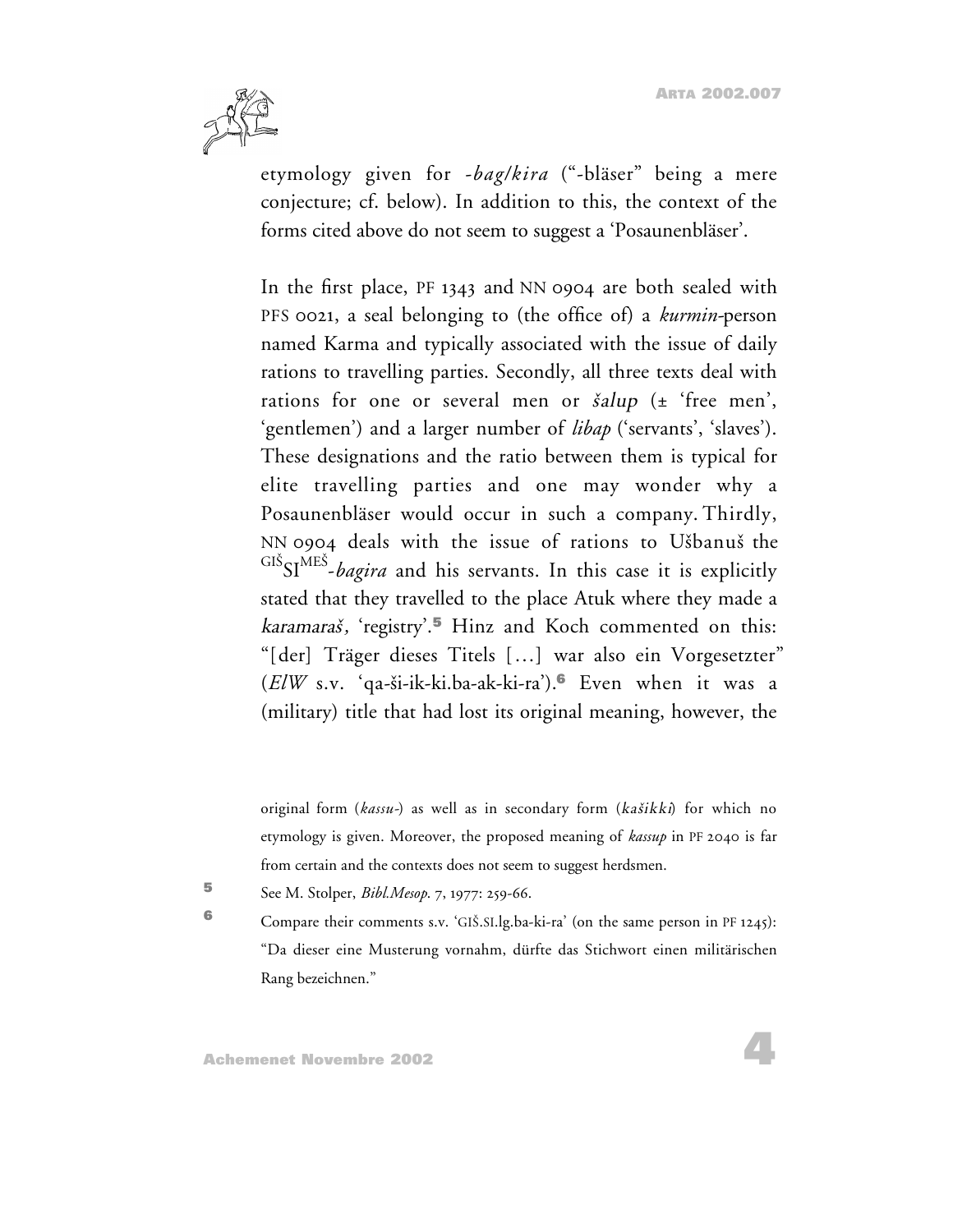etymology given for *-bag/kira* ("-bläser" being a mere conjecture; cf. below). In addition to this, the context of the forms cited above do not seem to suggest a 'Posaunenbläser'.

In the first place, PF 1343 and NN 0904 are both sealed with PFS 0021, a seal belonging to (the office of) a *kurmin*-person named Karma and typically associated with the issue of daily rations to travelling parties. Secondly, all three texts deal with rations for one or several men or *šalup* (± 'free men', 'gentlemen') and a larger number of *libap* ('servants', 'slaves'). These designations and the ratio between them is typical for elite travelling parties and one may wonder why a Posaunenbläser would occur in such a company. Thirdly, NN 0904 deals with the issue of rations to Ušbanuš the $^{\text{GIŠ}}$SI$^{\text{MEŠ}}$*-bagira* and his servants. In this case it is explicitly stated that they travelled to the place Atuk where they made a *karamaraš*, 'registry'.[5] Hinz and Koch commented on this: "[der] Träger dieses Titels [...] war also ein Vorgesetzter" (*ElW* s.v. 'qa-ši-ik-ki.ba-ak-ki-ra').[6] Even when it was a (military) title that had lost its original meaning, however, the

original form (*kassu-*) as well as in secondary form (*kašikki*) for which no etymology is given. Moreover, the proposed meaning of *kassup* in PF 2040 is far from certain and the contexts does not seem to suggest herdsmen.

5 See M. Stolper, *Bibl.Mesop.* 7, 1977: 259-66.

6 Compare their comments s.v. 'GIŠ.SI.lg.ba-ki-ra' (on the same person in PF 1245): "Da dieser eine Musterung vornahm, dürfte das Stichwort einen militärischen Rang bezeichnen."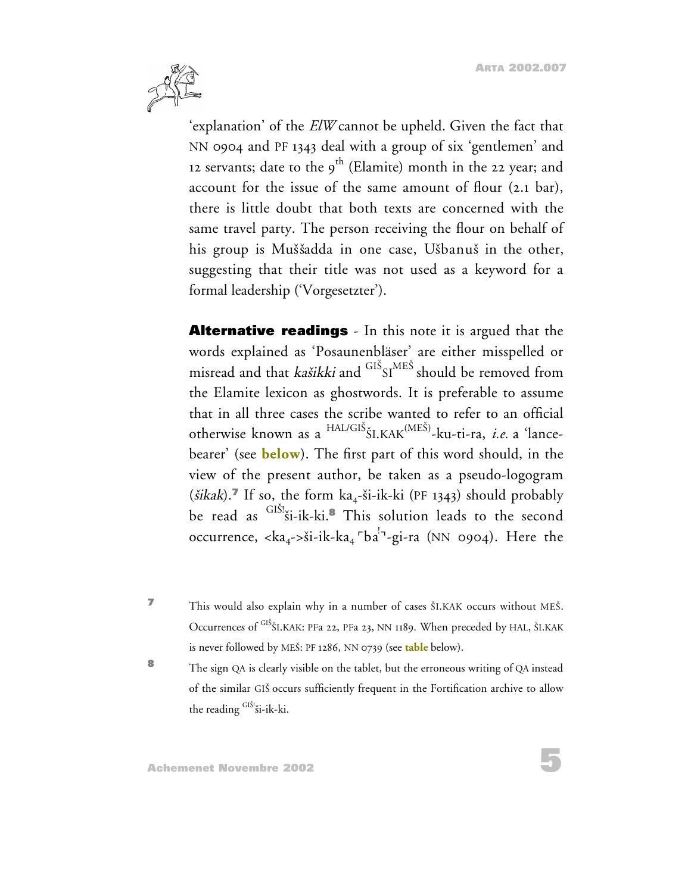'explanation' of the *ElW* cannot be upheld. Given the fact that NN 0904 and PF 1343 deal with a group of six 'gentlemen' and 12 servants; date to the 9th (Elamite) month in the 22 year; and account for the issue of the same amount of flour (2.1 bar), there is little doubt that both texts are concerned with the same travel party. The person receiving the flour on behalf of his group is Muššadda in one case, Ušbanuš in the other, suggesting that their title was not used as a keyword for a formal leadership ('Vorgesetzter').

**Alternative readings** - In this note it is argued that the words explained as 'Posaunenbläser' are either misspelled or misread and that *kašikki* and $^{\text{GIŠ}}$SI$^{\text{MEŠ}}$ should be removed from the Elamite lexicon as ghostwords. It is preferable to assume that in all three cases the scribe wanted to refer to an official otherwise known as a $^{\text{HAL/GIŠ}}$ŠI.KAK$^{\text{(MEŠ)}}$-ku-ti-ra, *i.e.* a 'lance-bearer' (see **below**). The first part of this word should, in the view of the present author, be taken as a pseudo-logogram (*šikak*).[7] If so, the form $ka_4$-ši-ik-ki (PF 1343) should probably be read as $^{\text{GIŠ!}}$ši-ik-ki.[8] This solution leads to the second occurrence, <$ka_4$->ši-ik-$ka_4$ ⌜ba$^!$⌝-gi-ra (NN 0904). Here the

[7] This would also explain why in a number of cases ŠI.KAK occurs without MEŠ. Occurrences of $^{\text{GIŠ}}$ŠI.KAK: PFa 22, PFa 23, NN 1189. When preceded by HAL, ŠI.KAK is never followed by MEŠ: PF 1286, NN 0739 (see **table** below).

[8] The sign QA is clearly visible on the tablet, but the erroneous writing of QA instead of the similar GIŠ occurs sufficiently frequent in the Fortification archive to allow the reading $^{\text{GIŠ!}}$ši-ik-ki.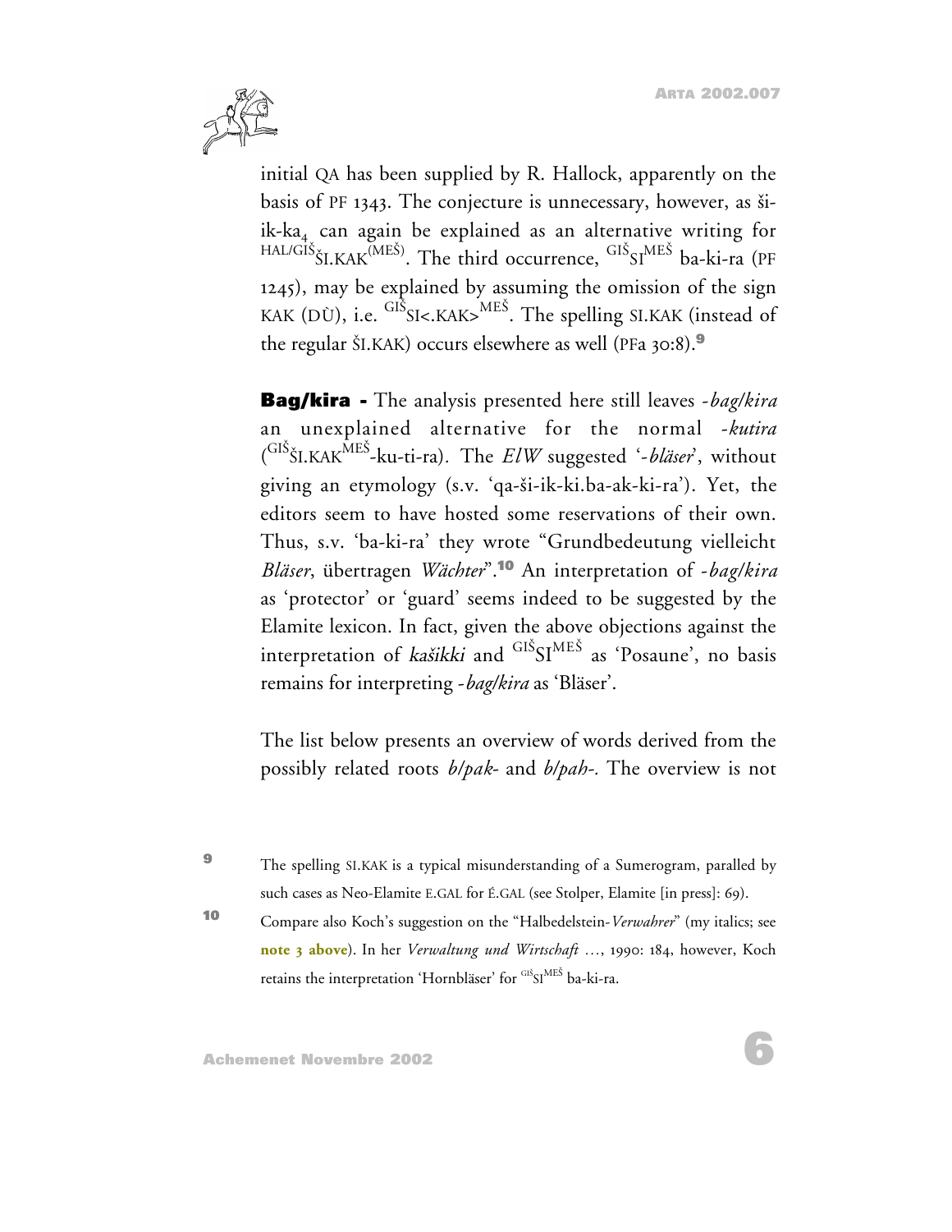initial QA has been supplied by R. Hallock, apparently on the basis of PF 1343. The conjecture is unnecessary, however, as ši-ik-ka$_4$ can again be explained as an alternative writing for $^{\text{HAL/GIŠ}}$ŠI.KAK$^{\text{(MEŠ)}}$. The third occurrence, $^{\text{GIŠ}}$SI$^{\text{MEŠ}}$ ba-ki-ra (PF 1245), may be explained by assuming the omission of the sign KAK (DÙ), i.e. $^{\text{GIŠ}}$SI<.KAK>$^{\text{MEŠ}}$. The spelling SI.KAK (instead of the regular ŠI.KAK) occurs elsewhere as well (PFa 30:8).[9]

**Bag/kira -** The analysis presented here still leaves *-bag/kira* an unexplained alternative for the normal *-kutira* ($^{\text{GIŠ}}$ŠI.KAK$^{\text{MEŠ}}$-ku-ti-ra). The *ElW* suggested '*-bläser*', without giving an etymology (s.v. 'qa-ši-ik-ki.ba-ak-ki-ra'). Yet, the editors seem to have hosted some reservations of their own. Thus, s.v. 'ba-ki-ra' they wrote "Grundbedeutung vielleicht *Bläser*, übertragen *Wächter*".[10] An interpretation of *-bag/kira* as 'protector' or 'guard' seems indeed to be suggested by the Elamite lexicon. In fact, given the above objections against the interpretation of *kašikki* and $^{\text{GIŠ}}$SI$^{\text{MEŠ}}$ as 'Posaune', no basis remains for interpreting *-bag/kira* as 'Bläser'.

The list below presents an overview of words derived from the possibly related roots *b/pak-* and *b/pah-*. The overview is not

[9] The spelling SI.KAK is a typical misunderstanding of a Sumerogram, paralled by such cases as Neo-Elamite E.GAL for É.GAL (see Stolper, Elamite [in press]: 69).

[10] Compare also Koch's suggestion on the "Halbedelstein-*Verwahrer*" (my italics; see **note 3 above**). In her *Verwaltung und Wirtschaft …*, 1990: 184, however, Koch retains the interpretation 'Hornbläser' for $^{\text{GIŠ}}$SI$^{\text{MEŠ}}$ ba-ki-ra.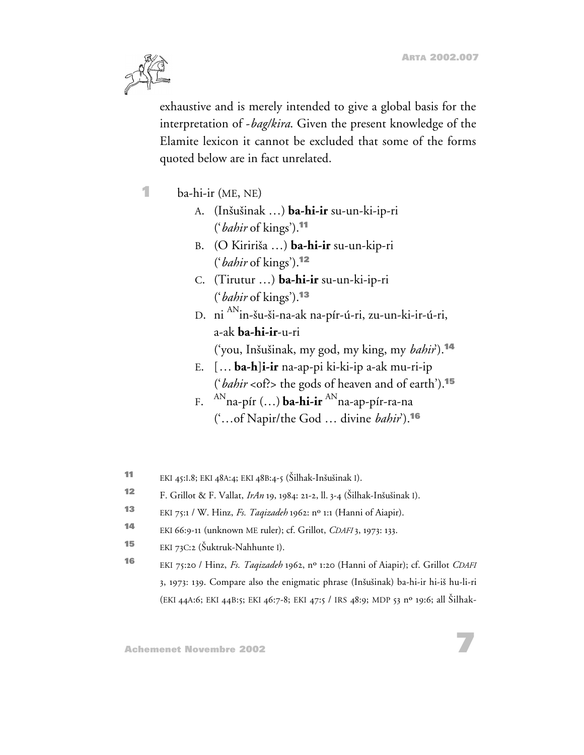exhaustive and is merely intended to give a global basis for the interpretation of *-bag/kira*. Given the present knowledge of the Elamite lexicon it cannot be excluded that some of the forms quoted below are in fact unrelated.

**1** ba-hi-ir (ME, NE)

A. (Inšušinak …) **ba-hi-ir** su-un-ki-ip-ri ('*bahir* of kings').[11]

B. (O Kiririša …) **ba-hi-ir** su-un-kip-ri ('*bahir* of kings').[12]

C. (Tirutur …) **ba-hi-ir** su-un-ki-ip-ri ('*bahir* of kings').[13]

D. ni $^{AN}$in-šu-ši-na-ak na-pír-ú-ri, zu-un-ki-ir-ú-ri, a-ak **ba-hi-ir**-u-ri ('you, Inšušinak, my god, my king, my *bahir*').[14]

E. [… **ba-h**]**i-ir** na-ap-pi ki-ki-ip a-ak mu-ri-ip ('*bahir* <of?> the gods of heaven and of earth').[15]

F. $^{AN}$na-pír (…) **ba-hi-ir** $^{AN}$na-ap-pír-ra-na ('…of Napir/the God … divine *bahir*').[16]

---

11 EKI 45:I.8; EKI 48A:4; EKI 48B:4-5 (Šilhak-Inšušinak I).

12 F. Grillot & F. Vallat, *IrAn* 19, 1984: 21-2, ll. 3-4 (Šilhak-Inšušinak I).

13 EKI 75:1 / W. Hinz, *Fs. Taqizadeh* 1962: nº 1:1 (Hanni of Aiapir).

14 EKI 66:9-11 (unknown ME ruler); cf. Grillot, *CDAFI* 3, 1973: 133.

15 EKI 73C:2 (Šuktruk-Nahhunte I).

16 EKI 75:20 / Hinz, *Fs. Taqizadeh* 1962, nº 1:20 (Hanni of Aiapir); cf. Grillot *CDAFI* 3, 1973: 139. Compare also the enigmatic phrase (Inšušinak) ba-hi-ir hi-iš hu-li-ri (EKI 44A:6; EKI 44B:5; EKI 46:7-8; EKI 47:5 / IRS 48:9; MDP 53 nº 19:6; all Šilhak-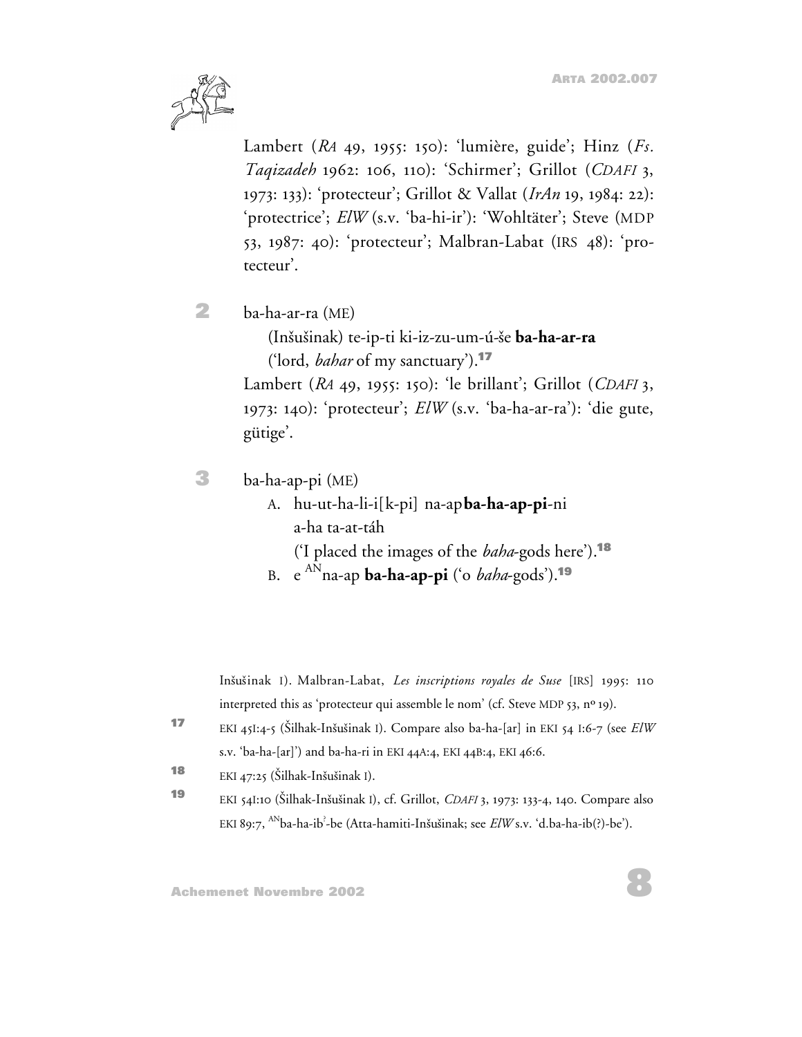Lambert (*RA* 49, 1955: 150): 'lumière, guide'; Hinz (*Fs. Taqizadeh* 1962: 106, 110): 'Schirmer'; Grillot (*CDAFI* 3, 1973: 133): 'protecteur'; Grillot & Vallat (*IrAn* 19, 1984: 22): 'protectrice'; *ElW* (s.v. 'ba-hi-ir'): 'Wohltäter'; Steve (MDP 53, 1987: 40): 'protecteur'; Malbran-Labat (IRS 48): 'protecteur'.

**2** ba-ha-ar-ra (ME)

(Inšušinak) te-ip-ti ki-iz-zu-um-ú-še **ba-ha-ar-ra**
('lord, *bahar* of my sanctuary').[17]

Lambert (*RA* 49, 1955: 150): 'le brillant'; Grillot (*CDAFI* 3, 1973: 140): 'protecteur'; *ElW* (s.v. 'ba-ha-ar-ra'): 'die gute, gütige'.

**3** ba-ha-ap-pi (ME)

A. hu-ut-ha-li-i[k-pi] na-ap**ba-ha-ap-pi**-ni
a-ha ta-at-táh
('I placed the images of the *baha*-gods here').[18]

B. e $^{AN}$na-ap **ba-ha-ap-pi** ('o *baha*-gods').[19]

---

Inšušinak I). Malbran-Labat, *Les inscriptions royales de Suse* [IRS] 1995: 110 interpreted this as 'protecteur qui assemble le nom' (cf. Steve MDP 53, nº 19).

17 EKI 45I:4-5 (Šilhak-Inšušinak I). Compare also ba-ha-[ar] in EKI 54 I:6-7 (see *ElW* s.v. 'ba-ha-[ar]') and ba-ha-ri in EKI 44A:4, EKI 44B:4, EKI 46:6.

18 EKI 47:25 (Šilhak-Inšušinak I).

19 EKI 54I:10 (Šilhak-Inšušinak I), cf. Grillot, *CDAFI* 3, 1973: 133-4, 140. Compare also EKI 89:7, $^{AN}$ba-ha-ib$^{?}$-be (Atta-hamiti-Inšušinak; see *ElW* s.v. 'd.ba-ha-ib(?)-be').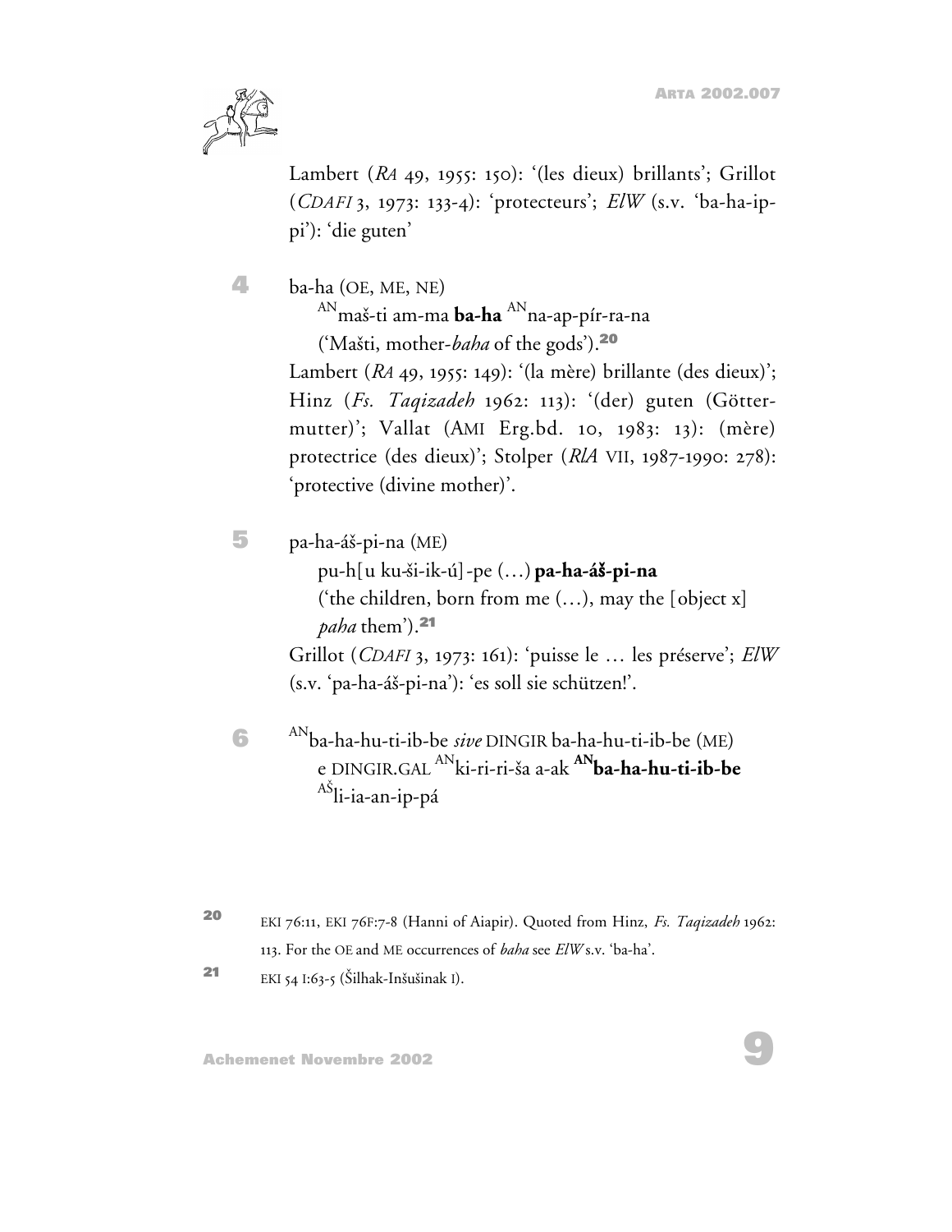Lambert (*RA* 49, 1955: 150): '(les dieux) brillants'; Grillot (*CDAFI* 3, 1973: 133-4): 'protecteurs'; *ElW* (s.v. 'ba-ha-ip-pi'): 'die guten'

**4** ba-ha (OE, ME, NE)

AN maš-ti am-ma **ba-ha** AN na-ap-pír-ra-na

('Mašti, mother-*baha* of the gods').[20]

Lambert (*RA* 49, 1955: 149): '(la mère) brillante (des dieux)'; Hinz (*Fs. Taqizadeh* 1962: 113): '(der) guten (Göttermutter)'; Vallat (AMI Erg.bd. 10, 1983: 13): (mère) protectrice (des dieux)'; Stolper (*RlA* VII, 1987-1990: 278): 'protective (divine mother)'.

**5** pa-ha-áš-pi-na (ME)

pu-h[u ku-ši-ik-ú]-pe (…) **pa-ha-áš-pi-na**

('the children, born from me (…), may the [object x] *paha* them').[21]

Grillot (*CDAFI* 3, 1973: 161): 'puisse le … les préserve'; *ElW* (s.v. 'pa-ha-áš-pi-na'): 'es soll sie schützen!'.

**6** AN ba-ha-hu-ti-ib-be *sive* DINGIR ba-ha-hu-ti-ib-be (ME)

e DINGIR.GAL AN ki-ri-ri-ša a-ak **AN ba-ha-hu-ti-ib-be**

AŠ li-ia-an-ip-pá

---

[20] EKI 76:11, EKI 76F:7-8 (Hanni of Aiapir). Quoted from Hinz, *Fs. Taqizadeh* 1962: 113. For the OE and ME occurrences of *baha* see *ElW* s.v. 'ba-ha'.

[21] EKI 54 I:63-5 (Šilhak-Inšušinak I).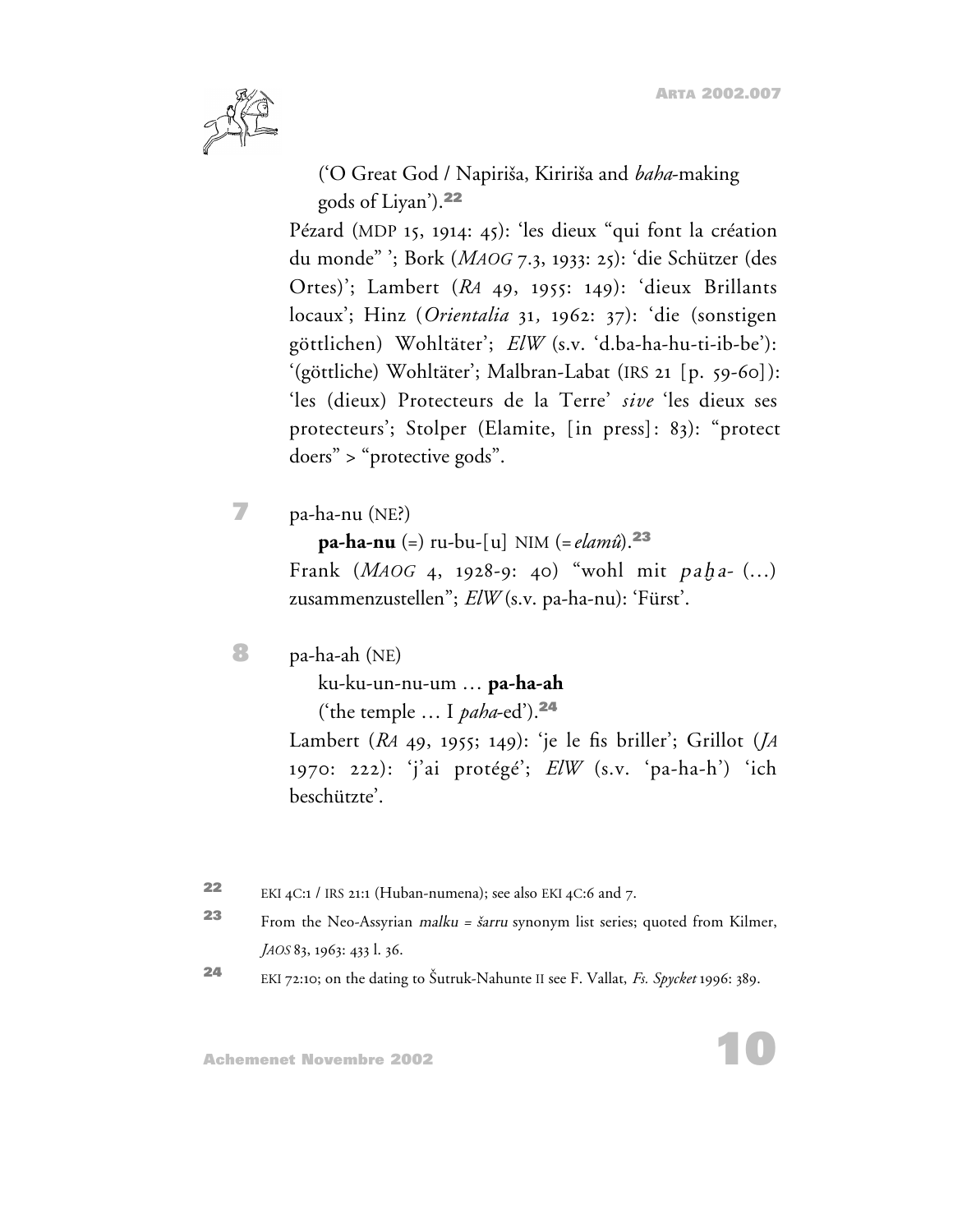('O Great God / Napiriša, Kiririša and *baha*-making gods of Liyan').[22]

Pézard (MDP 15, 1914: 45): 'les dieux "qui font la création du monde" '; Bork (*MAOG* 7.3, 1933: 25): 'die Schützer (des Ortes)'; Lambert (*RA* 49, 1955: 149): 'dieux Brillants locaux'; Hinz (*Orientalia* 31, 1962: 37): 'die (sonstigen göttlichen) Wohltäter'; *ElW* (s.v. 'd.ba-ha-hu-ti-ib-be'): '(göttliche) Wohltäter'; Malbran-Labat (IRS 21 [p. 59-60]): 'les (dieux) Protecteurs de la Terre' *sive* 'les dieux ses protecteurs'; Stolper (Elamite, [in press]: 83): "protect doers" > "protective gods".

**7** pa-ha-nu (NE?)

**pa-ha-nu** (=) ru-bu-[u] NIM (= *elamû*).[23]

Frank (*MAOG* 4, 1928-9: 40) "wohl mit *paḫa-* (...) zusammenzustellen"; *ElW* (s.v. pa-ha-nu): 'Fürst'.

**8** pa-ha-ah (NE)

ku-ku-un-nu-um ... **pa-ha-ah**

('the temple ... I *paha*-ed').[24]

Lambert (*RA* 49, 1955; 149): 'je le fis briller'; Grillot (*JA* 1970: 222): 'j'ai protégé'; *ElW* (s.v. 'pa-ha-h') 'ich beschützte'.

---

[22] EKI 4C:1 / IRS 21:1 (Huban-numena); see also EKI 4C:6 and 7.

[23] From the Neo-Assyrian *malku* = *šarru* synonym list series; quoted from Kilmer, *JAOS* 83, 1963: 433 l. 36.

[24] EKI 72:10; on the dating to Šutruk-Nahunte II see F. Vallat, *Fs. Spycket* 1996: 389.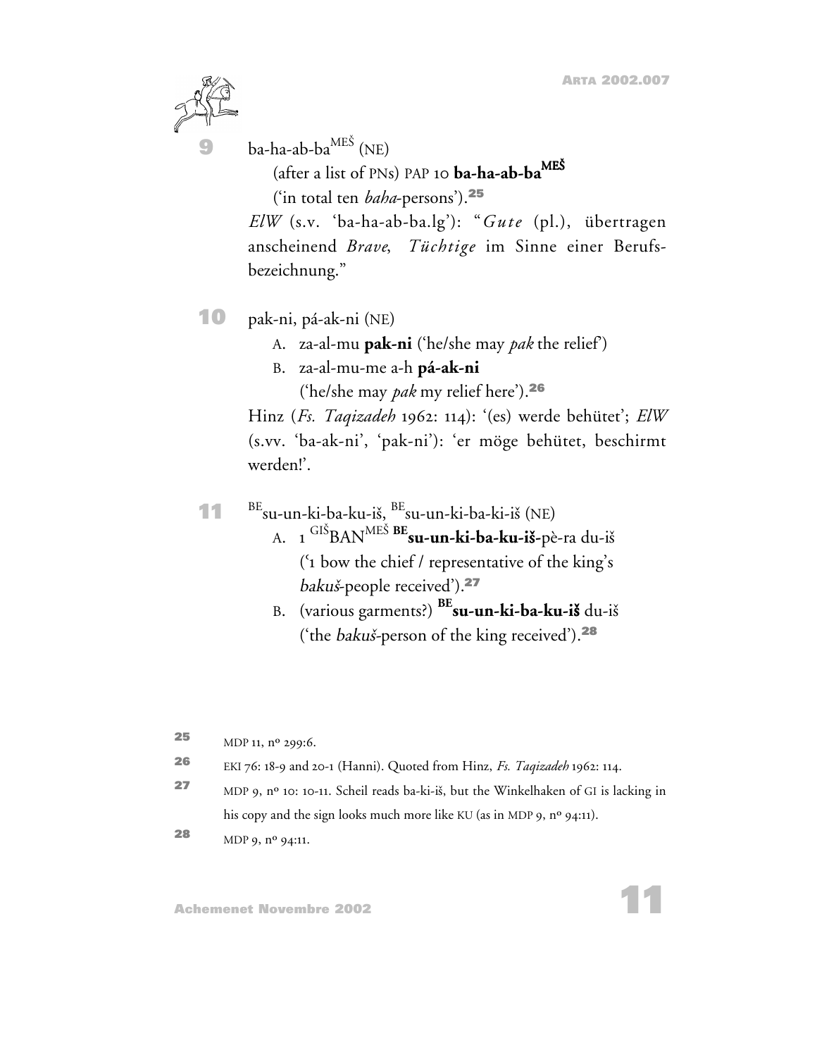**9** ba-ha-ab-ba$^{MEŠ}$ (NE)

(after a list of PNs) PAP 10 **ba-ha-ab-ba$^{MEŠ}$**

('in total ten *baha*-persons').[25]

*ElW* (s.v. 'ba-ha-ab-ba.lg'): "*Gute* (pl.), übertragen anscheinend *Brave*, *Tüchtige* im Sinne einer Berufsbezeichnung."

**10** pak-ni, pá-ak-ni (NE)

A. za-al-mu **pak-ni** ('he/she may *pak* the relief')

B. za-al-mu-me a-h **pá-ak-ni**

('he/she may *pak* my relief here').[26]

Hinz (*Fs. Taqizadeh* 1962: 114): '(es) werde behütet'; *ElW* (s.vv. 'ba-ak-ni', 'pak-ni'): 'er möge behütet, beschirmt werden!'.

**11** $^{BE}$su-un-ki-ba-ku-iš, $^{BE}$su-un-ki-ba-ki-iš (NE)

A. 1 $^{GIŠ}$BAN$^{MEŠ}$ **$^{BE}$su-un-ki-ba-ku-iš**-pè-ra du-iš

('1 bow the chief / representative of the king's *bakuš*-people received').[27]

B. (various garments?) **$^{BE}$su-un-ki-ba-ku-iš** du-iš

('the *bakuš*-person of the king received').[28]

---

[25] MDP 11, nº 299:6.

[26] EKI 76: 18-9 and 20-1 (Hanni). Quoted from Hinz, *Fs. Taqizadeh* 1962: 114.

[27] MDP 9, nº 10: 10-11. Scheil reads ba-ki-iš, but the Winkelhaken of GI is lacking in his copy and the sign looks much more like KU (as in MDP 9, nº 94:11).

[28] MDP 9, nº 94:11.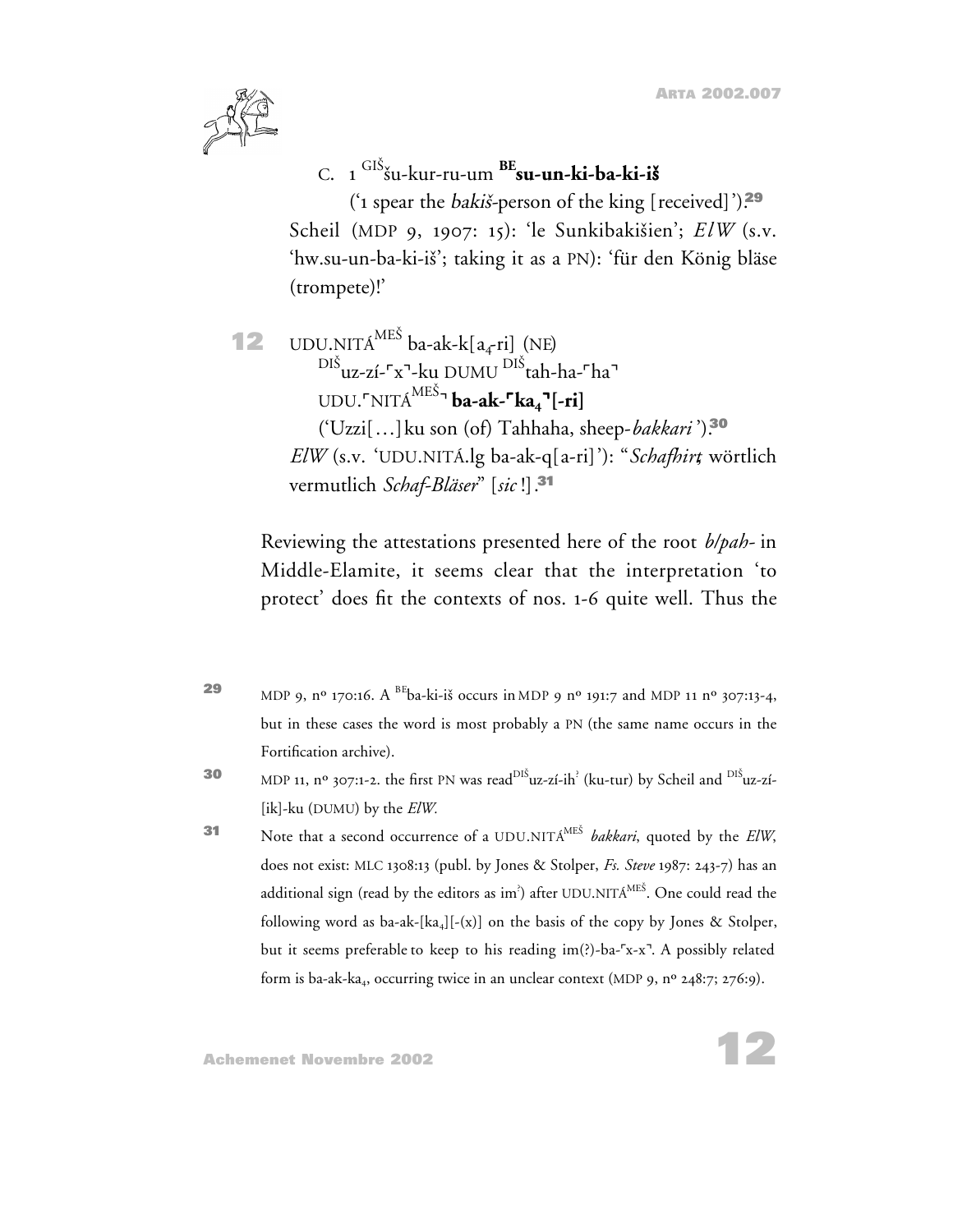C. 1 $^{\text{GIŠ}}$šu-kur-ru-um **$^{\text{BE}}$su-un-ki-ba-ki-iš**

('1 spear the *bakiš*-person of the king [received]').[29]

Scheil (MDP 9, 1907: 15): 'le Sunkibakišien'; *ElW* (s.v. 'hw.su-un-ba-ki-iš'; taking it as a PN): 'für den König bläse (trompete)!'

12 UDU.NITÁ$^{\text{MEŠ}}$ ba-ak-k[a$_4$-ri] (NE)

$^{\text{DIŠ}}$uz-zí-⌜x⌝-ku DUMU $^{\text{DIŠ}}$tah-ha-⌜ha⌝

UDU.⌜NITÁ$^{\text{MEŠ}}$⌝ **ba-ak-⌜ka$_4$⌝[-ri]**

('Uzzi[…]ku son (of) Tahhaha, sheep-*bakkari*').[30]

*ElW* (s.v. 'UDU.NITÁ.lg ba-ak-q[a-ri]'): "*Schafhirt*, wörtlich vermutlich *Schaf-Bläser*" [*sic* !].[31]

Reviewing the attestations presented here of the root *b/pah-* in Middle-Elamite, it seems clear that the interpretation 'to protect' does fit the contexts of nos. 1-6 quite well. Thus the

---

[29] MDP 9, nº 170:16. A $^{\text{BE}}$ba-ki-iš occurs in MDP 9 nº 191:7 and MDP 11 nº 307:13-4, but in these cases the word is most probably a PN (the same name occurs in the Fortification archive).

[30] MDP 11, nº 307:1-2. the first PN was read $^{\text{DIŠ}}$uz-zí-ih$^{?}$ (ku-tur) by Scheil and $^{\text{DIŠ}}$uz-zí-[ik]-ku (DUMU) by the *ElW*.

[31] Note that a second occurrence of a UDU.NITÁ$^{\text{MEŠ}}$ *bakkari*, quoted by the *ElW*, does not exist: MLC 1308:13 (publ. by Jones & Stolper, *Fs. Steve* 1987: 243-7) has an additional sign (read by the editors as im$^{?}$) after UDU.NITÁ$^{\text{MEŠ}}$. One could read the following word as ba-ak-[ka$_4$][-(x)] on the basis of the copy by Jones & Stolper, but it seems preferable to keep to his reading im(?)-ba-⌜x-x⌝. A possibly related form is ba-ak-ka$_4$, occurring twice in an unclear context (MDP 9, nº 248:7; 276:9).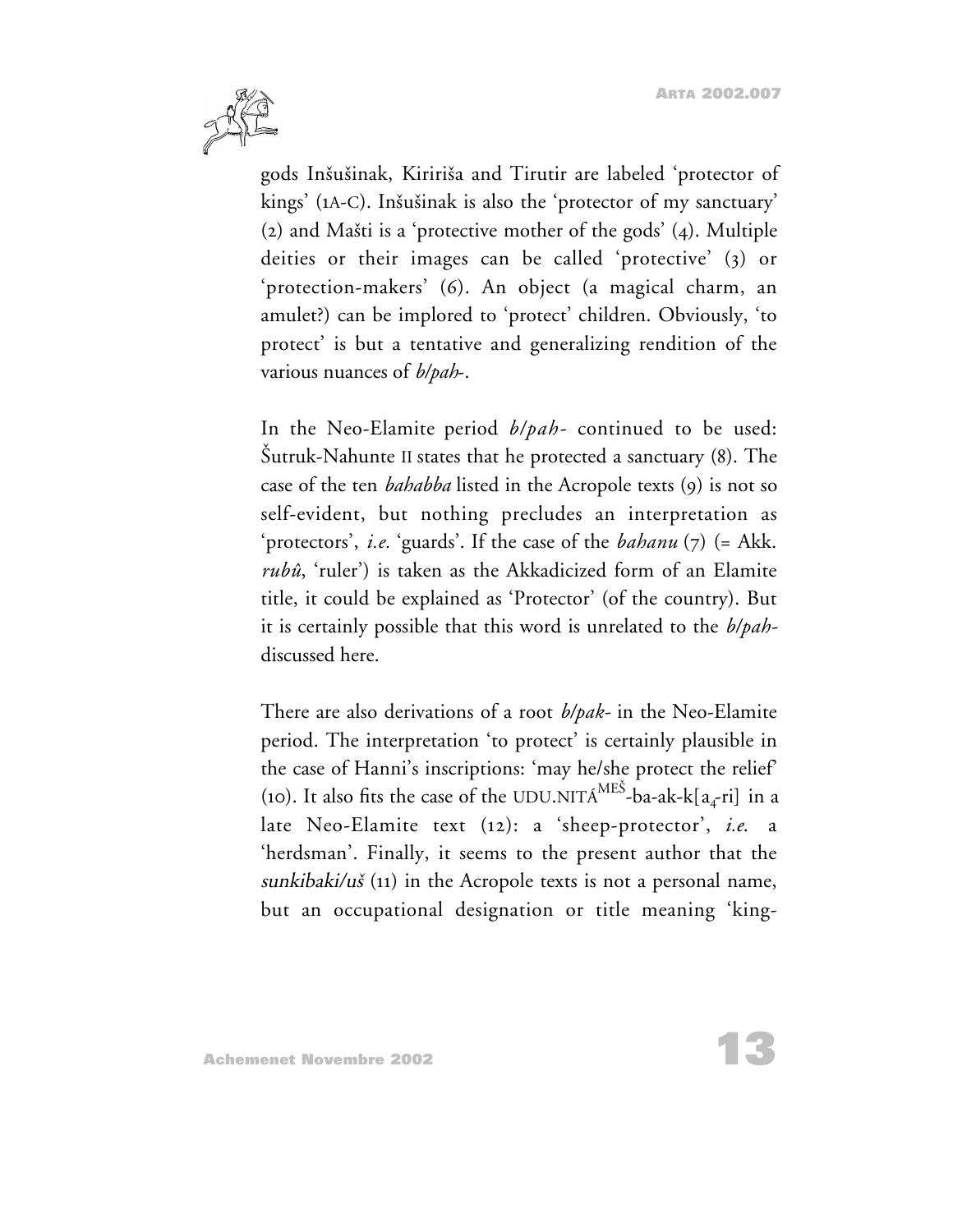gods Inšušinak, Kiririša and Tirutir are labeled 'protector of kings' (1A-C). Inšušinak is also the 'protector of my sanctuary' (2) and Mašti is a 'protective mother of the gods' (4). Multiple deities or their images can be called 'protective' (3) or 'protection-makers' (6). An object (a magical charm, an amulet?) can be implored to 'protect' children. Obviously, 'to protect' is but a tentative and generalizing rendition of the various nuances of *b/pah-*.

In the Neo-Elamite period *b/pah-* continued to be used: Šutruk-Nahunte II states that he protected a sanctuary (8). The case of the ten *bahabba* listed in the Acropole texts (9) is not so self-evident, but nothing precludes an interpretation as 'protectors', *i.e.* 'guards'. If the case of the *bahanu* (7) (= Akk. *rubû*, 'ruler') is taken as the Akkadicized form of an Elamite title, it could be explained as 'Protector' (of the country). But it is certainly possible that this word is unrelated to the *b/pah-* discussed here.

There are also derivations of a root *b/pak-* in the Neo-Elamite period. The interpretation 'to protect' is certainly plausible in the case of Hanni's inscriptions: 'may he/she protect the relief' (10). It also fits the case of the UDU.NITÁ$^{MEŠ}$-ba-ak-k[a$_4$-ri] in a late Neo-Elamite text (12): a 'sheep-protector', *i.e.* a 'herdsman'. Finally, it seems to the present author that the *sunkibaki/uš* (11) in the Acropole texts is not a personal name, but an occupational designation or title meaning 'king-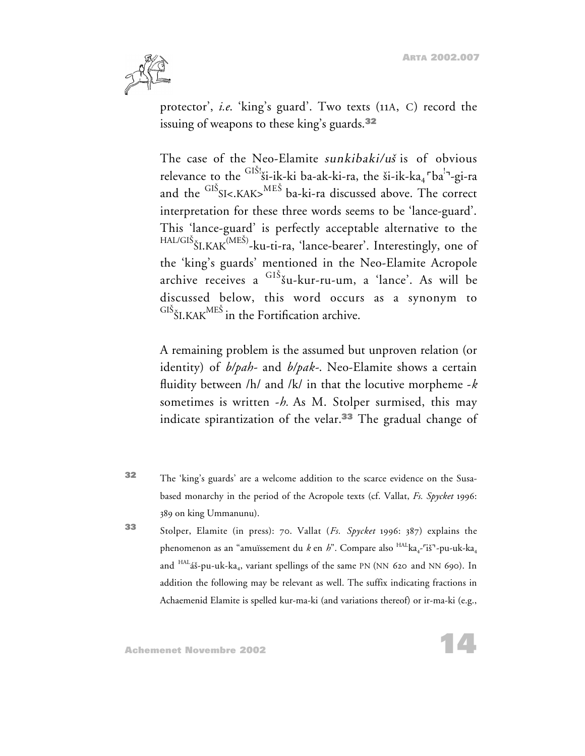protector', *i.e.* 'king's guard'. Two texts (11A, C) record the issuing of weapons to these king's guards.[32]

The case of the Neo-Elamite *sunkibaki/uš* is of obvious relevance to the $^{GIŠ!}$ši-ik-ki ba-ak-ki-ra, the ši-ik-ka$_4$⌜ba$^!$⌝-gi-ra and the $^{GIŠ}$SI<.KAK>$^{MEŠ}$ ba-ki-ra discussed above. The correct interpretation for these three words seems to be 'lance-guard'. This 'lance-guard' is perfectly acceptable alternative to the $^{HAL/GIŠ}$ŠI.KAK$^{(MEŠ)}$-ku-ti-ra, 'lance-bearer'. Interestingly, one of the 'king's guards' mentioned in the Neo-Elamite Acropole archive receives a $^{GIŠ}$šu-kur-ru-um, a 'lance'. As will be discussed below, this word occurs as a synonym to $^{GIŠ}$ŠI.KAK$^{MEŠ}$ in the Fortification archive.

A remaining problem is the assumed but unproven relation (or identity) of *b/pah-* and *b/pak-*. Neo-Elamite shows a certain fluidity between /h/ and /k/ in that the locutive morpheme *-k* sometimes is written *-h*. As M. Stolper surmised, this may indicate spirantization of the velar.[33] The gradual change of

[32] The 'king's guards' are a welcome addition to the scarce evidence on the Susa-based monarchy in the period of the Acropole texts (cf. Vallat, *Fs. Spycket* 1996: 389 on king Ummanunu).

[33] Stolper, Elamite (in press): 70. Vallat (*Fs. Spycket* 1996: 387) explains the phenomenon as an "amuïssement du *k* en *h*". Compare also $^{HAL}$ka$_4$-⌜iš⌝-pu-uk-ka$_4$ and $^{HAL}$áš-pu-uk-ka$_4$, variant spellings of the same PN (NN 620 and NN 690). In addition the following may be relevant as well. The suffix indicating fractions in Achaemenid Elamite is spelled kur-ma-ki (and variations thereof) or ir-ma-ki (e.g.,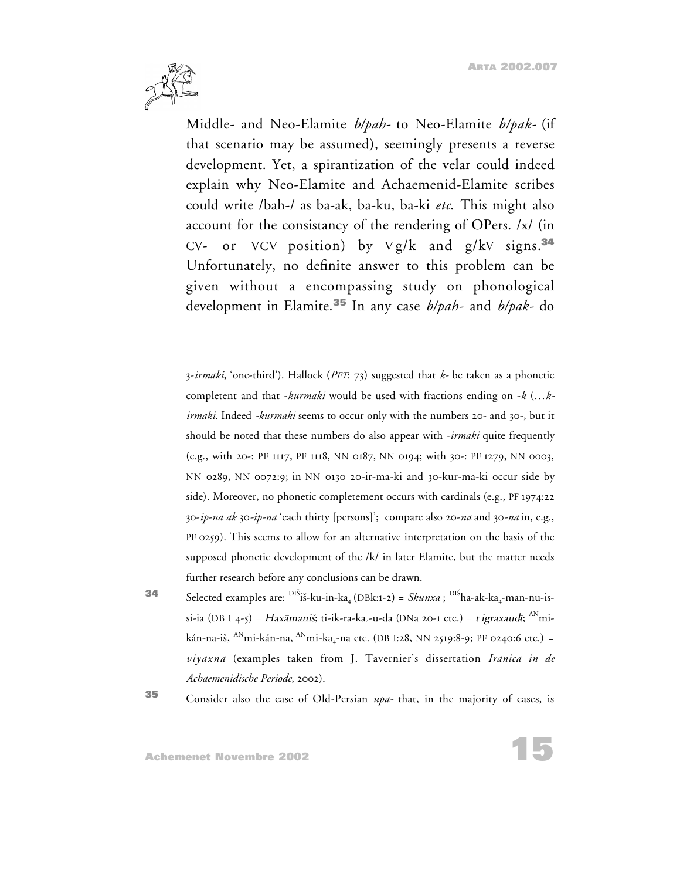Middle- and Neo-Elamite *b/pah-* to Neo-Elamite *b/pak-* (if that scenario may be assumed), seemingly presents a reverse development. Yet, a spirantization of the velar could indeed explain why Neo-Elamite and Achaemenid-Elamite scribes could write /bah-/ as ba-ak, ba-ku, ba-ki *etc.* This might also account for the consistancy of the rendering of OPers. /x/ (in CV- or VCV position) by Vg/k and g/kV signs.[34] Unfortunately, no definite answer to this problem can be given without a encompassing study on phonological development in Elamite.[35] In any case *b/pah-* and *b/pak-* do

3-*irmaki*, 'one-third'). Hallock (*PFT*: 73) suggested that *k-* be taken as a phonetic completent and that -*kurmaki* would be used with fractions ending on -*k* (…*k-irmaki*. Indeed -*kurmaki* seems to occur only with the numbers 20- and 30-, but it should be noted that these numbers do also appear with -*irmaki* quite frequently (e.g., with 20-: PF 1117, PF 1118, NN 0187, NN 0194; with 30-: PF 1279, NN 0003, NN 0289, NN 0072:9; in NN 0130 20-ir-ma-ki and 30-kur-ma-ki occur side by side). Moreover, no phonetic completement occurs with cardinals (e.g., PF 1974:22 30-*ip-na ak* 30-*ip-na* 'each thirty [persons]'; compare also 20-*na* and 30-*na* in, e.g., PF 0259). This seems to allow for an alternative interpretation on the basis of the supposed phonetic development of the /k/ in later Elamite, but the matter needs further research before any conclusions can be drawn.

34 Selected examples are: $^{\text{DIŠ}}$iš-ku-in-ka$_4$ (DBk:1-2) = *Skunxa* ; $^{\text{DIŠ}}$ha-ak-ka$_4$-man-nu-is-si-ia (DB I 4-5) = *Haxāmaniš*; ti-ik-ra-ka$_4$-u-da (DNa 20-1 etc.) = *tigraxaudā*; $^{\text{AN}}$mi-kán-na-iš, $^{\text{AN}}$mi-kán-na, $^{\text{AN}}$mi-ka$_4$-na etc. (DB I:28, NN 2519:8-9; PF 0240:6 etc.) = *viyaxna* (examples taken from J. Tavernier's dissertation *Iranica in de Achaemenidische Periode*, 2002).

35 Consider also the case of Old-Persian *upa-* that, in the majority of cases, is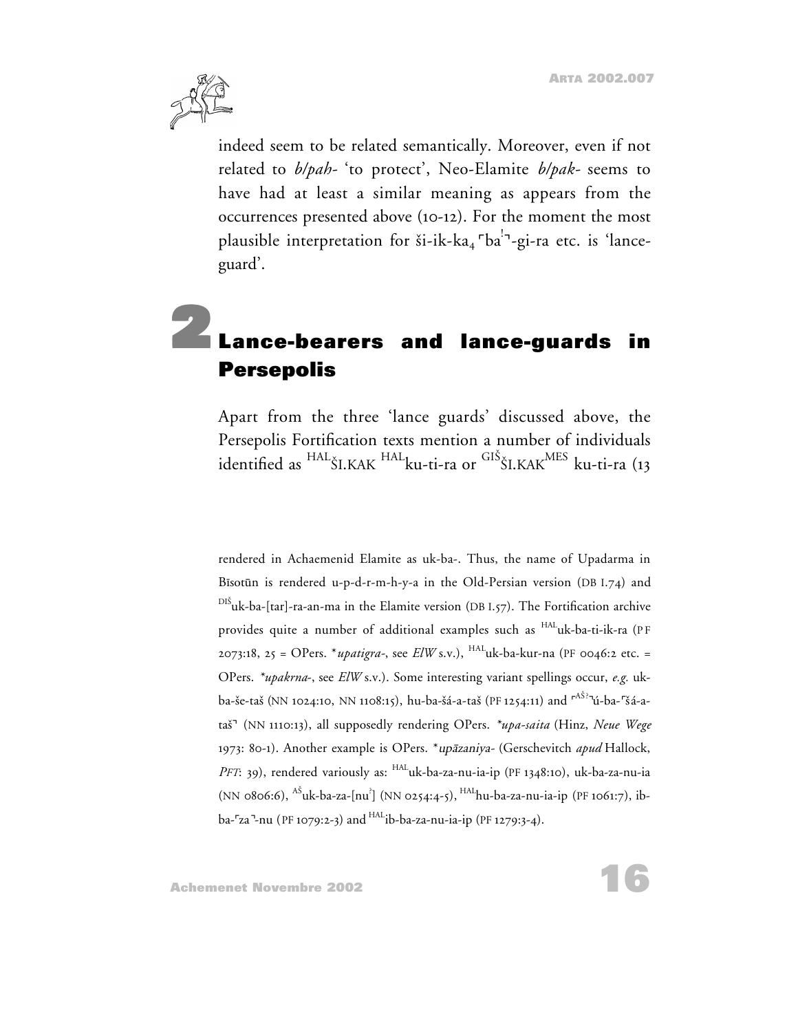indeed seem to be related semantically. Moreover, even if not related to *b/pah-* 'to protect', Neo-Elamite *b/pak-* seems to have had at least a similar meaning as appears from the occurrences presented above (10-12). For the moment the most plausible interpretation for ši-ik-ka$_4$ ⌜ba$^!$⌝-gi-ra etc. is 'lance-guard'.

## 2 Lance-bearers and lance-guards in Persepolis

Apart from the three 'lance guards' discussed above, the Persepolis Fortification texts mention a number of individuals identified as $^{\text{HAL}}$ŠI.KAK $^{\text{HAL}}$ku-ti-ra or $^{\text{GIŠ}}$ŠI.KAK$^{\text{MEŠ}}$ ku-ti-ra (13

rendered in Achaemenid Elamite as uk-ba-. Thus, the name of Upadarma in Bīsotūn is rendered u-p-d-r-m-h-y-a in the Old-Persian version (DB I.74) and $^{\text{DIŠ}}$uk-ba-[tar]-ra-an-ma in the Elamite version (DB I.57). The Fortification archive provides quite a number of additional examples such as $^{\text{HAL}}$uk-ba-ti-ik-ra (PF 2073:18, 25 = OPers. \**upatigra-*, see *ElW* s.v.), $^{\text{HAL}}$uk-ba-kur-na (PF 0046:2 etc. = OPers. *\*upakrna-*, see *ElW* s.v.). Some interesting variant spellings occur, *e.g.* uk-ba-še-taš (NN 1024:10, NN 1108:15), hu-ba-šá-a-taš (PF 1254:11) and ⌜$^{\text{AŠ?}}$⌝ú-ba-⌜šá-a-taš⌝ (NN 1110:13), all supposedly rendering OPers. *\*upa-saita* (Hinz, *Neue Wege* 1973: 80-1). Another example is OPers. \**upāzaniya-* (Gerschevitch *apud* Hallock, *PFT*: 39), rendered variously as: $^{\text{HAL}}$uk-ba-za-nu-ia-ip (PF 1348:10), uk-ba-za-nu-ia (NN 0806:6), $^{\text{AŠ}}$uk-ba-za-[nu$^?$] (NN 0254:4-5), $^{\text{HAL}}$hu-ba-za-nu-ia-ip (PF 1061:7), ib-ba-⌜za⌝-nu (PF 1079:2-3) and $^{\text{HAL}}$ib-ba-za-nu-ia-ip (PF 1279:3-4).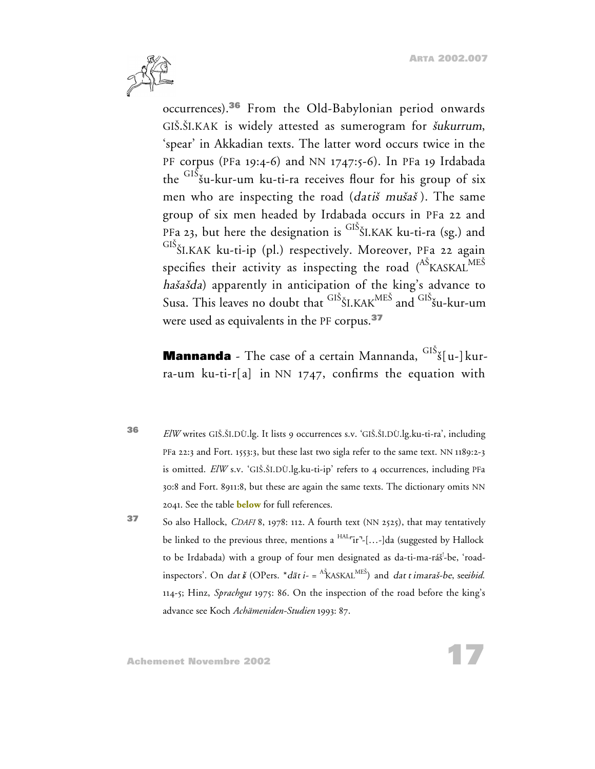occurrences).[36] From the Old-Babylonian period onwards GIŠ.ŠI.KAK is widely attested as sumerogram for *šukurrum*, 'spear' in Akkadian texts. The latter word occurs twice in the PF corpus (PFa 19:4-6) and NN 1747:5-6). In PFa 19 Irdabada the $^{\text{GIŠ}}$šu-kur-um ku-ti-ra receives flour for his group of six men who are inspecting the road (*datiš mušaš*). The same group of six men headed by Irdabada occurs in PFa 22 and PFa 23, but here the designation is $^{\text{GIŠ}}$ŠI.KAK ku-ti-ra (sg.) and $^{\text{GIŠ}}$ŠI.KAK ku-ti-ip (pl.) respectively. Moreover, PFa 22 again specifies their activity as inspecting the road ($^{\text{AŠ}}$KASKAL$^{\text{MEŠ}}$ *hašašda*) apparently in anticipation of the king's advance to Susa. This leaves no doubt that $^{\text{GIŠ}}$ŠI.KAK$^{\text{MEŠ}}$ and $^{\text{GIŠ}}$šu-kur-um were used as equivalents in the PF corpus.[37]

**Mannanda** - The case of a certain Mannanda, $^{\text{GIŠ}}$š[u-]kur-ra-um ku-ti-r[a] in NN 1747, confirms the equation with

[36] *ElW* writes GIŠ.ŠI.DÙ.lg. It lists 9 occurrences s.v. 'GIŠ.ŠI.DÙ.lg.ku-ti-ra', including PFa 22:3 and Fort. 1553:3, but these last two sigla refer to the same text. NN 1189:2-3 is omitted. *ElW* s.v. 'GIŠ.ŠI.DÙ.lg.ku-ti-ip' refers to 4 occurrences, including PFa 30:8 and Fort. 8911:8, but these are again the same texts. The dictionary omits NN 2041. See the table **below** for full references.

[37] So also Hallock, *CDAFI* 8, 1978: 112. A fourth text (NN 2525), that may tentatively be linked to the previous three, mentions a $^{\text{HAL}}$⌜ir⌝-[...-]da (suggested by Hallock to be Irdabada) with a group of four men designated as da-ti-ma-ráš!-be, 'road-inspectors'. On *datiš* (OPers. *\*dāti-* = $^{\text{AŠ}}$KASKAL$^{\text{MEŠ}}$) and *datimaraš-be*, see *ibid.* 114-5; Hinz, *Sprachgut* 1975: 86. On the inspection of the road before the king's advance see Koch *Achämeniden-Studien* 1993: 87.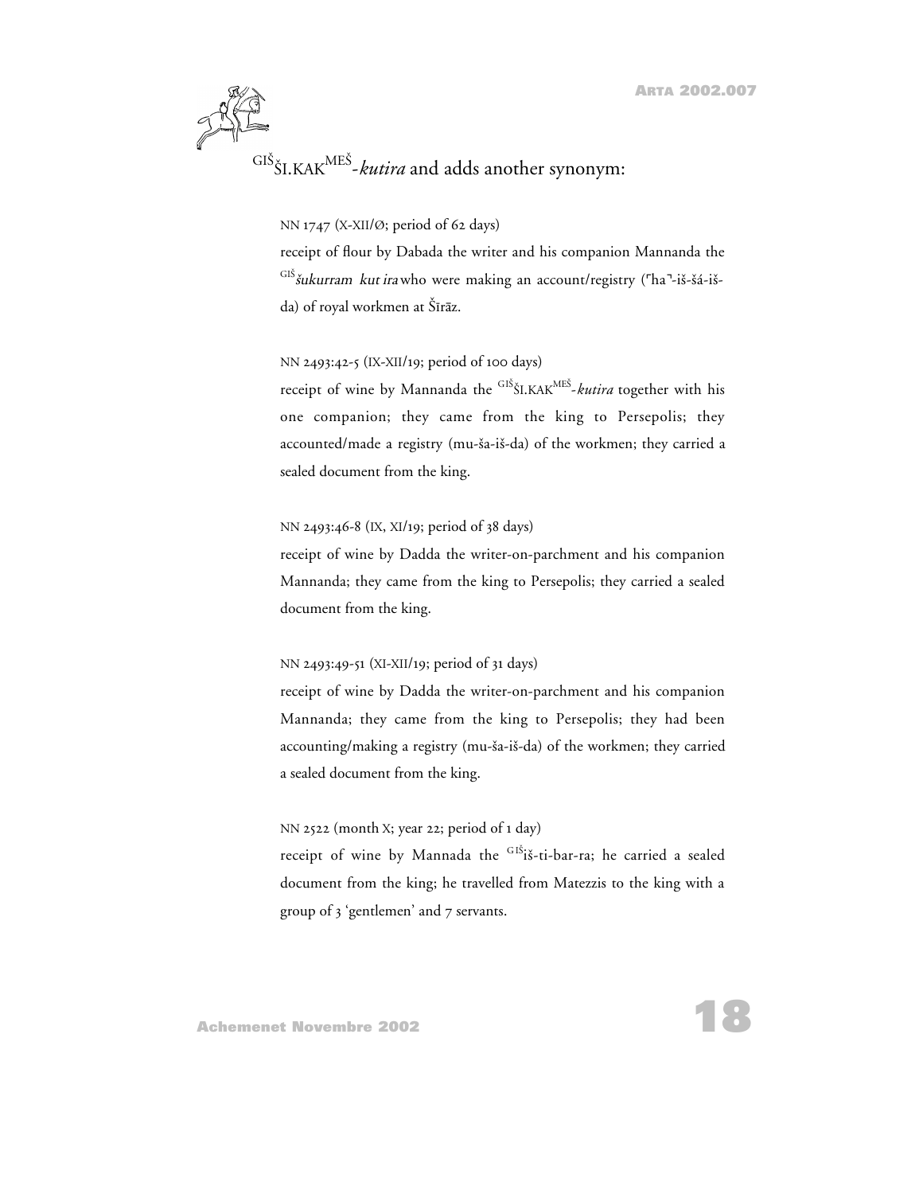GIŠ ŠI.KAK MEŠ-*kutira* and adds another synonym:

NN 1747 (X-XII/Ø; period of 62 days)
receipt of flour by Dabada the writer and his companion Mannanda the GIŠ *šukurram kut ira* who were making an account/registry (⸢ha⸣-iš-šá-iš-da) of royal workmen at Šīrāz.

NN 2493:42-5 (IX-XII/19; period of 100 days)
receipt of wine by Mannanda the GIŠ ŠI.KAK MEŠ-*kutira* together with his one companion; they came from the king to Persepolis; they accounted/made a registry (mu-ša-iš-da) of the workmen; they carried a sealed document from the king.

NN 2493:46-8 (IX, XI/19; period of 38 days)
receipt of wine by Dadda the writer-on-parchment and his companion Mannanda; they came from the king to Persepolis; they carried a sealed document from the king.

NN 2493:49-51 (XI-XII/19; period of 31 days)
receipt of wine by Dadda the writer-on-parchment and his companion Mannanda; they came from the king to Persepolis; they had been accounting/making a registry (mu-ša-iš-da) of the workmen; they carried a sealed document from the king.

NN 2522 (month X; year 22; period of 1 day)
receipt of wine by Mannada the GIŠ iš-ti-bar-ra; he carried a sealed document from the king; he travelled from Matezzis to the king with a group of 3 'gentlemen' and 7 servants.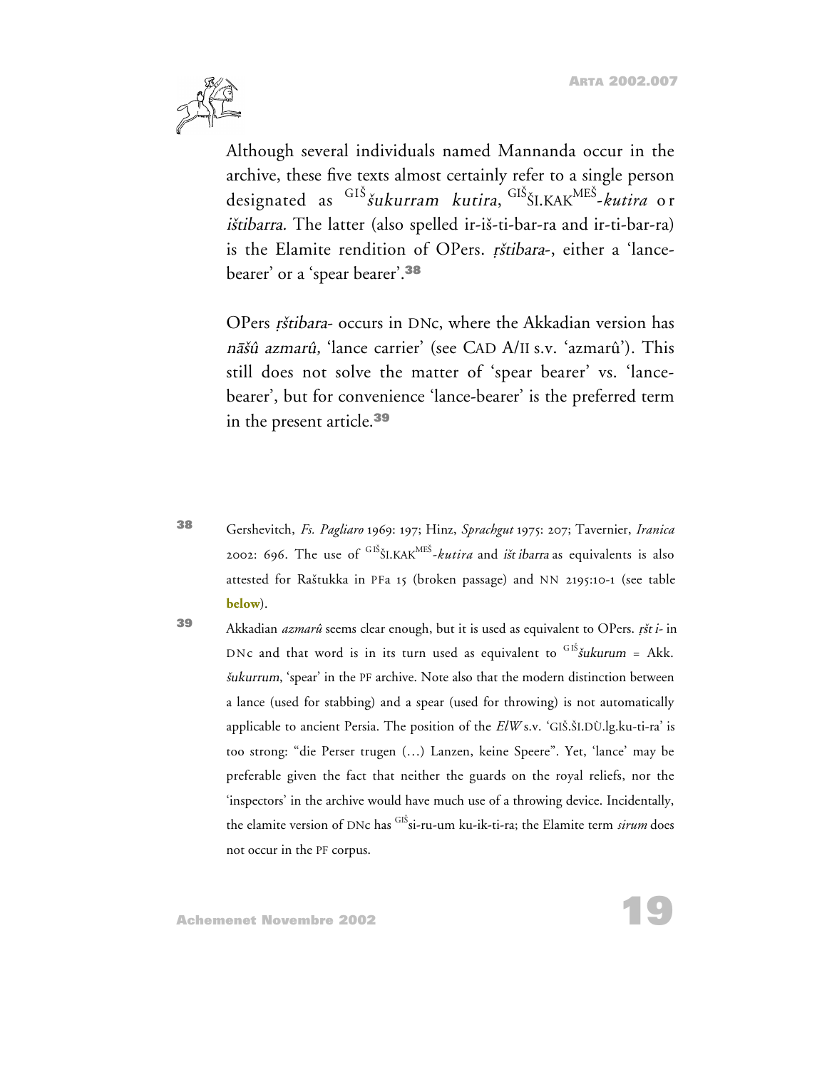Although several individuals named Mannanda occur in the archive, these five texts almost certainly refer to a single person designated as $^{\text{GIŠ}}$*šukurram kutira*, $^{\text{GIŠ}}$ŠI.KAK$^{\text{MEŠ}}$-*kutira* or *ištibarra.* The latter (also spelled ir-iš-ti-bar-ra and ir-ti-bar-ra) is the Elamite rendition of OPers. *ṛštibara-*, either a 'lance-bearer' or a 'spear bearer'.[38]

OPers *ṛštibara-* occurs in DNc, where the Akkadian version has *nāšû azmarû,* 'lance carrier' (see CAD A/II s.v. 'azmarû'). This still does not solve the matter of 'spear bearer' vs. 'lance-bearer', but for convenience 'lance-bearer' is the preferred term in the present article.[39]

---

[38] Gershevitch, *Fs. Pagliaro* 1969: 197; Hinz, *Sprachgut* 1975: 207; Tavernier, *Iranica* 2002: 696. The use of $^{\text{GIŠ}}$ŠI.KAK$^{\text{MEŠ}}$-*kutira* and *išt ibarra* as equivalents is also attested for Raštukka in PFa 15 (broken passage) and NN 2195:10-1 (see table **below**).

[39] Akkadian *azmarû* seems clear enough, but it is used as equivalent to OPers. *ṛšt i-* in DNc and that word is in its turn used as equivalent to $^{\text{GIŠ}}$*šukurum* = Akk. *šukurrum*, 'spear' in the PF archive. Note also that the modern distinction between a lance (used for stabbing) and a spear (used for throwing) is not automatically applicable to ancient Persia. The position of the *ElW* s.v. 'GIŠ.ŠI.DÙ.lg.ku-ti-ra' is too strong: "die Perser trugen (…) Lanzen, keine Speere". Yet, 'lance' may be preferable given the fact that neither the guards on the royal reliefs, nor the 'inspectors' in the archive would have much use of a throwing device. Incidentally, the elamite version of DNc has $^{\text{GIŠ}}$si-ru-um ku-ik-ti-ra; the Elamite term *sirum* does not occur in the PF corpus.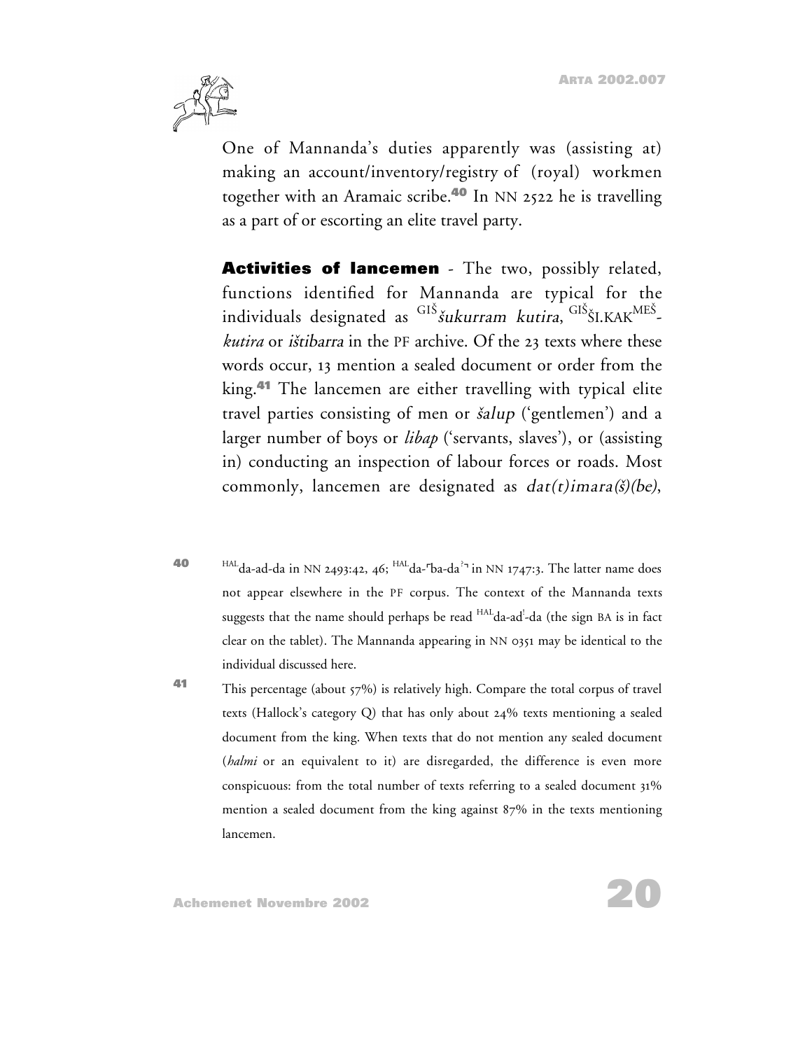One of Mannanda's duties apparently was (assisting at) making an account/inventory/registry of (royal) workmen together with an Aramaic scribe.[40] In NN 2522 he is travelling as a part of or escorting an elite travel party.

**Activities of lancemen** - The two, possibly related, functions identified for Mannanda are typical for the individuals designated as $^{\text{GIŠ}}$*šukurram kutira*, $^{\text{GIŠ}}$ŠI.KAK$^{\text{MEŠ}}$-*kutira* or *ištibarra* in the PF archive. Of the 23 texts where these words occur, 13 mention a sealed document or order from the king.[41] The lancemen are either travelling with typical elite travel parties consisting of men or *šalup* ('gentlemen') and a larger number of boys or *libap* ('servants, slaves'), or (assisting in) conducting an inspection of labour forces or roads. Most commonly, lancemen are designated as *dat(t)imara(š)(be)*,

[40] $^{\text{HAL}}$da-ad-da in NN 2493:42, 46; $^{\text{HAL}}$da-⌜ba-da$^{?}$⌝ in NN 1747:3. The latter name does not appear elsewhere in the PF corpus. The context of the Mannanda texts suggests that the name should perhaps be read $^{\text{HAL}}$da-ad$^{!}$-da (the sign BA is in fact clear on the tablet). The Mannanda appearing in NN 0351 may be identical to the individual discussed here.

[41] This percentage (about 57%) is relatively high. Compare the total corpus of travel texts (Hallock's category Q) that has only about 24% texts mentioning a sealed document from the king. When texts that do not mention any sealed document (*halmi* or an equivalent to it) are disregarded, the difference is even more conspicuous: from the total number of texts referring to a sealed document 31% mention a sealed document from the king against 87% in the texts mentioning lancemen.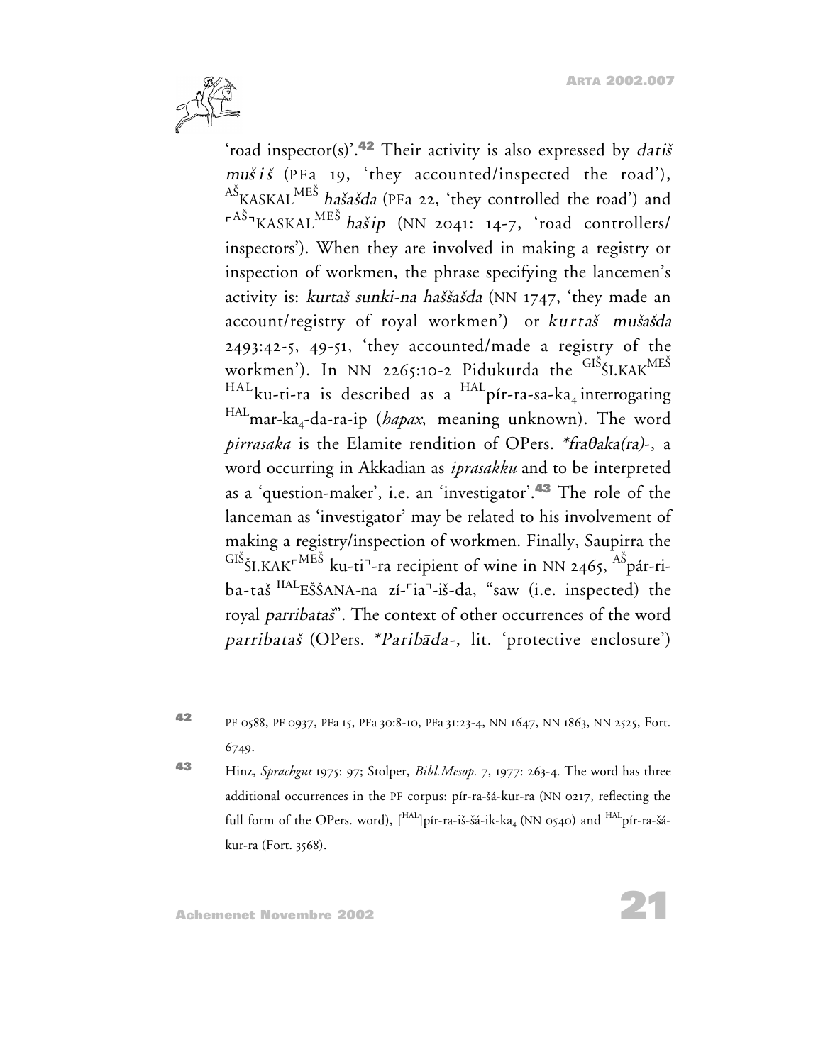'road inspector(s)'.[42] Their activity is also expressed by *datiš mušiš* (PFa 19, 'they accounted/inspected the road'), $^{AŠ}$KASKAL$^{MEŠ}$ *hašašda* (PFa 22, 'they controlled the road') and $^{⌜AŠ⌝}$KASKAL$^{MEŠ}$ *hašip* (NN 2041: 14-7, 'road controllers/ inspectors'). When they are involved in making a registry or inspection of workmen, the phrase specifying the lancemen's activity is: *kurtaš sunki-na haššašda* (NN 1747, 'they made an account/registry of royal workmen') or *kurtaš mušašda* 2493:42-5, 49-51, 'they accounted/made a registry of the workmen'). In NN 2265:10-2 Pidukurda the $^{GIŠ}$ŠI.KAK$^{MEŠ}$ $^{HAL}$ku-ti-ra is described as a $^{HAL}$pír-ra-sa-ka$_4$ interrogating $^{HAL}$mar-ka$_4$-da-ra-ip (*hapax*, meaning unknown). The word *pirrasaka* is the Elamite rendition of OPers. *\*fraθaka(ra)-*, a word occurring in Akkadian as *iprasakku* and to be interpreted as a 'question-maker', i.e. an 'investigator'.[43] The role of the lanceman as 'investigator' may be related to his involvement of making a registry/inspection of workmen. Finally, Saupirra the $^{GIŠ}$ŠI.KAK$^{⌜MEŠ}$ ku-ti$^{⌝}$-ra recipient of wine in NN 2465, $^{AŠ}$pár-ri-ba-taš $^{HAL}$EŠŠANA-na zí-⌜ia⌝-iš-da, "saw (i.e. inspected) the royal *parribataš*". The context of other occurrences of the word *parribataš* (OPers. *\*Paribāda-*, lit. 'protective enclosure')

---

42 PF 0588, PF 0937, PFa 15, PFa 30:8-10, PFa 31:23-4, NN 1647, NN 1863, NN 2525, Fort. 6749.

43 Hinz, *Sprachgut* 1975: 97; Stolper, *Bibl.Mesop.* 7, 1977: 263-4. The word has three additional occurrences in the PF corpus: pír-ra-šá-kur-ra (NN 0217, reflecting the full form of the OPers. word), [$^{HAL}$]pír-ra-iš-šá-ik-ka$_4$ (NN 0540) and $^{HAL}$pír-ra-šá-kur-ra (Fort. 3568).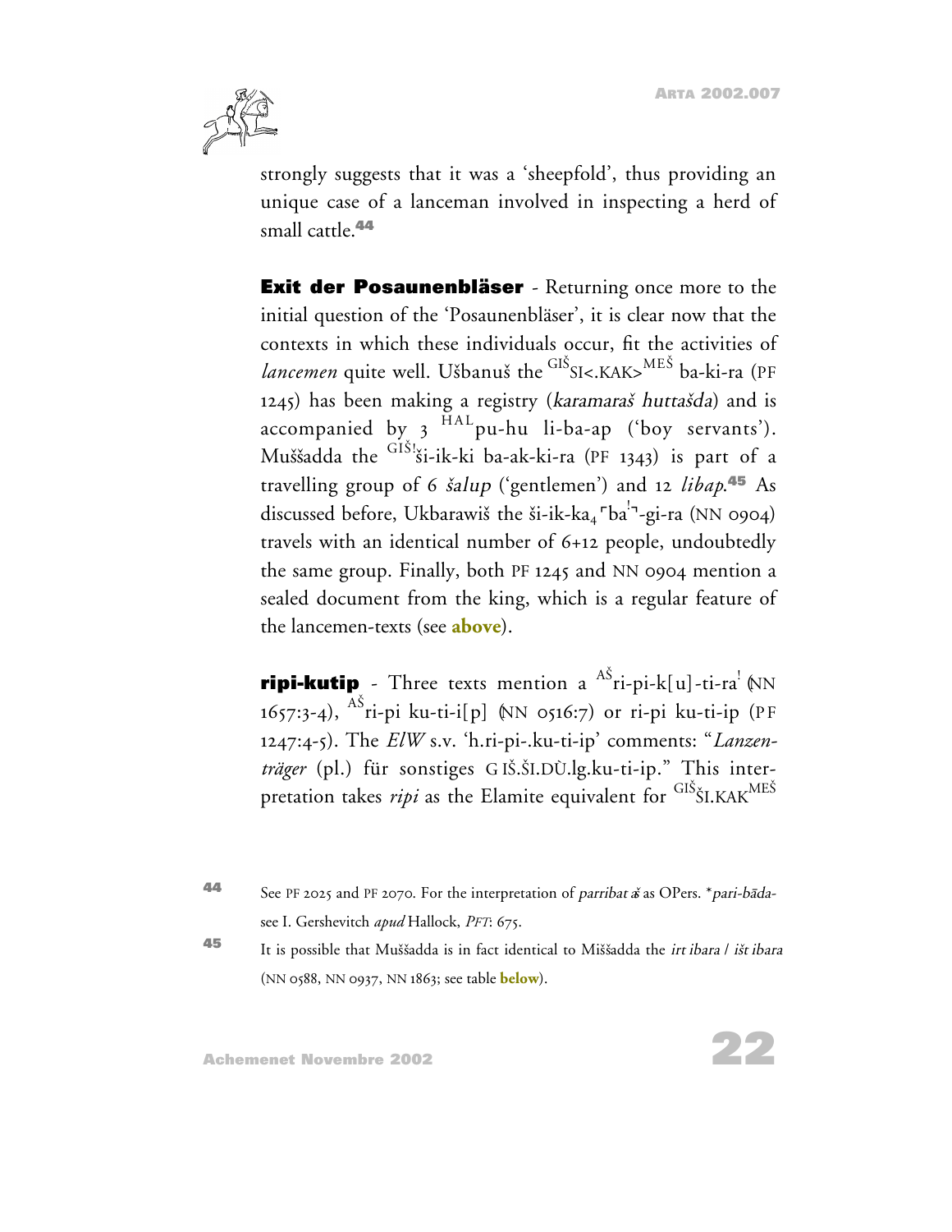strongly suggests that it was a 'sheepfold', thus providing an unique case of a lanceman involved in inspecting a herd of small cattle.[44]

**Exit der Posaunenbläser** - Returning once more to the initial question of the 'Posaunenbläser', it is clear now that the contexts in which these individuals occur, fit the activities of *lancemen* quite well. Ušbanuš the $^{\text{GIŠ}}$SI<.KAK>$^{\text{MEŠ}}$ ba-ki-ra (PF 1245) has been making a registry (*karamaraš huttašda*) and is accompanied by 3 $^{\text{HAL}}$pu-hu li-ba-ap ('boy servants'). Muššadda the $^{\text{GIŠ!}}$ši-ik-ki ba-ak-ki-ra (PF 1343) is part of a travelling group of 6 *šalup* ('gentlemen') and 12 *libap*.[45] As discussed before, Ukbarawiš the ši-ik-ka$_4$⌜ba$^!$⌝-gi-ra (NN 0904) travels with an identical number of 6+12 people, undoubtedly the same group. Finally, both PF 1245 and NN 0904 mention a sealed document from the king, which is a regular feature of the lancemen-texts (see **above**).

**ripi-kutip** - Three texts mention a $^{\text{AŠ}}$ri-pi-k[u]-ti-ra$^!$ (NN 1657:3-4), $^{\text{AŠ}}$ri-pi ku-ti-i[p] (NN 0516:7) or ri-pi ku-ti-ip (PF 1247:4-5). The *ElW* s.v. 'h.ri-pi-.ku-ti-ip' comments: "*Lanzenträger* (pl.) für sonstiges GIŠ.ŠI.DÙ.lg.ku-ti-ip." This interpretation takes *ripi* as the Elamite equivalent for $^{\text{GIŠ}}$ŠI.KAK$^{\text{MEŠ}}$

---

[44] See PF 2025 and PF 2070. For the interpretation of *parribataš* as OPers. \**pari-bāda-* see I. Gershevitch *apud* Hallock, *PFT*: 675.

[45] It is possible that Muššadda is in fact identical to Miššadda the *irt ibara* / *išt ibara* (NN 0588, NN 0937, NN 1863; see table **below**).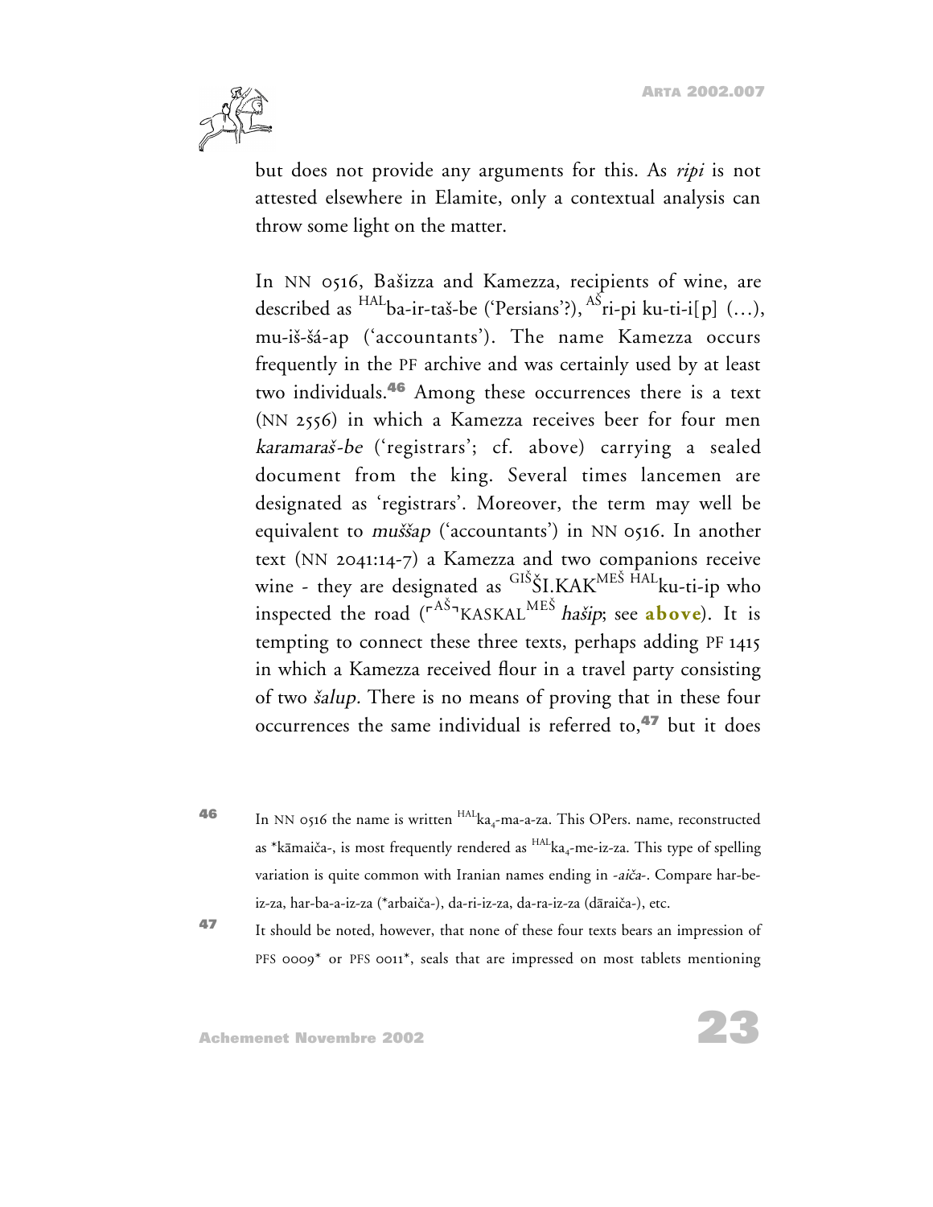but does not provide any arguments for this. As *ripi* is not attested elsewhere in Elamite, only a contextual analysis can throw some light on the matter.

In NN 0516, Bašizza and Kamezza, recipients of wine, are described as $^{\text{HAL}}$ba-ir-taš-be ('Persians'?), $^{\text{AŠ}}$ri-pi ku-ti-i[p] (…), mu-iš-šá-ap ('accountants'). The name Kamezza occurs frequently in the PF archive and was certainly used by at least two individuals.[46] Among these occurrences there is a text (NN 2556) in which a Kamezza receives beer for four men *karamaraš-be* ('registrars'; cf. above) carrying a sealed document from the king. Several times lancemen are designated as 'registrars'. Moreover, the term may well be equivalent to *muššap* ('accountants') in NN 0516. In another text (NN 2041:14-7) a Kamezza and two companions receive wine - they are designated as $^{\text{GIŠ}}$ŠI.KAK$^{\text{MEŠ}}$ $^{\text{HAL}}$ku-ti-ip who inspected the road (⌜$^{\text{AŠ}}$⌝KASKAL$^{\text{MEŠ}}$ *hašip*; see **above**). It is tempting to connect these three texts, perhaps adding PF 1415 in which a Kamezza received flour in a travel party consisting of two *šalup*. There is no means of proving that in these four occurrences the same individual is referred to,[47] but it does

---

[46] In NN 0516 the name is written $^{\text{HAL}}$ka$_4$-ma-a-za. This OPers. name, reconstructed as \*kāmaiča-, is most frequently rendered as $^{\text{HAL}}$ka$_4$-me-iz-za. This type of spelling variation is quite common with Iranian names ending in *-aiča-*. Compare har-be-iz-za, har-ba-a-iz-za (\*arbaiča-), da-ri-iz-za, da-ra-iz-za (dāraiča-), etc.

[47] It should be noted, however, that none of these four texts bears an impression of PFS 0009\* or PFS 0011\*, seals that are impressed on most tablets mentioning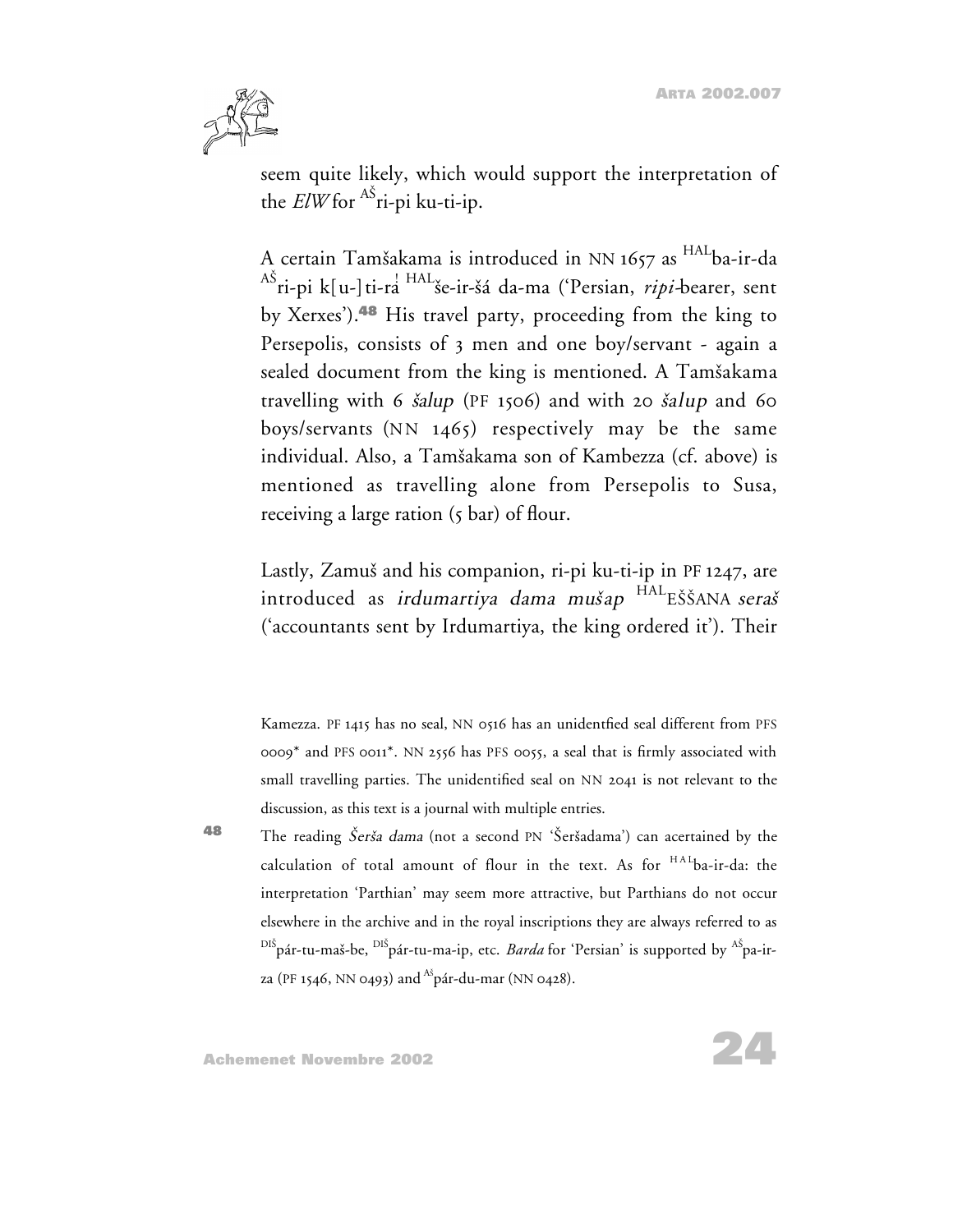seem quite likely, which would support the interpretation of the *ElW* for $^{AŠ}$ri-pi ku-ti-ip.

A certain Tamšakama is introduced in NN 1657 as $^{HAL}$ba-ir-da $^{AŠ}$ri-pi k[u-] ti-rá$^{!}$ $^{HAL}$še-ir-šá da-ma ('Persian, *ripi*-bearer, sent by Xerxes').[48] His travel party, proceeding from the king to Persepolis, consists of 3 men and one boy/servant - again a sealed document from the king is mentioned. A Tamšakama travelling with 6 *šalup* (PF 1506) and with 20 *šalup* and 60 boys/servants (NN 1465) respectively may be the same individual. Also, a Tamšakama son of Kambezza (cf. above) is mentioned as travelling alone from Persepolis to Susa, receiving a large ration (5 bar) of flour.

Lastly, Zamuš and his companion, ri-pi ku-ti-ip in PF 1247, are introduced as *irdumartiya dama mušap* $^{HAL}$EŠŠANA *seraš* ('accountants sent by Irdumartiya, the king ordered it'). Their

Kamezza. PF 1415 has no seal, NN 0516 has an unidentfied seal different from PFS 0009* and PFS 0011*. NN 2556 has PFS 0055, a seal that is firmly associated with small travelling parties. The unidentified seal on NN 2041 is not relevant to the discussion, as this text is a journal with multiple entries.

48 The reading *Šerša dama* (not a second PN 'Šeršadama') can acertained by the calculation of total amount of flour in the text. As for $^{HAL}$ba-ir-da: the interpretation 'Parthian' may seem more attractive, but Parthians do not occur elsewhere in the archive and in the royal inscriptions they are always referred to as $^{DIŠ}$pár-tu-maš-be, $^{DIŠ}$pár-tu-ma-ip, etc. *Barda* for 'Persian' is supported by $^{AŠ}$pa-ir-za (PF 1546, NN 0493) and $^{AŠ}$pár-du-mar (NN 0428).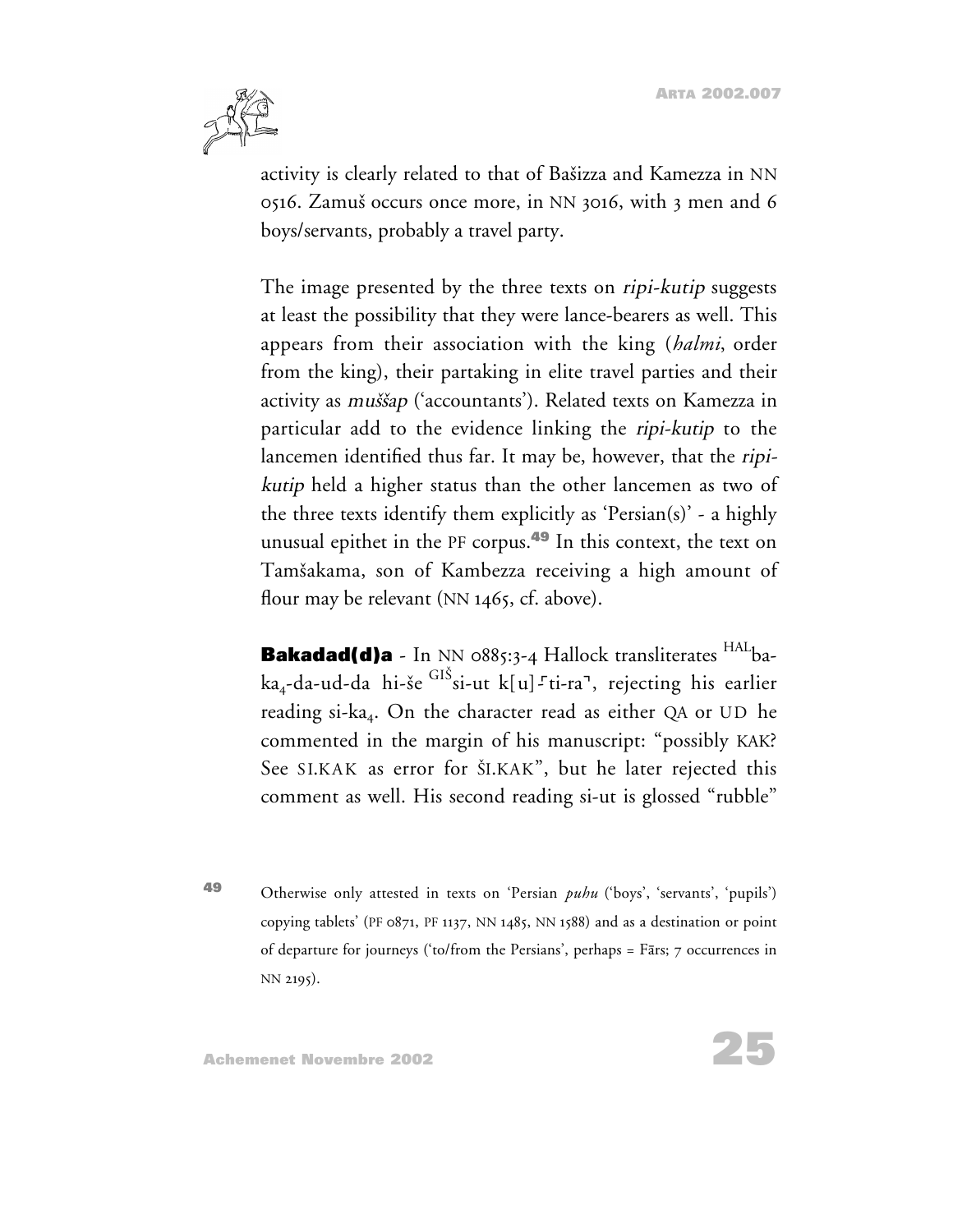activity is clearly related to that of Bašizza and Kamezza in NN 0516. Zamuš occurs once more, in NN 3016, with 3 men and 6 boys/servants, probably a travel party.

The image presented by the three texts on *ripi-kutip* suggests at least the possibility that they were lance-bearers as well. This appears from their association with the king (*halmi*, order from the king), their partaking in elite travel parties and their activity as *muššap* ('accountants'). Related texts on Kamezza in particular add to the evidence linking the *ripi-kutip* to the lancemen identified thus far. It may be, however, that the *ripi-kutip* held a higher status than the other lancemen as two of the three texts identify them explicitly as 'Persian(s)' - a highly unusual epithet in the PF corpus.[49] In this context, the text on Tamšakama, son of Kambezza receiving a high amount of flour may be relevant (NN 1465, cf. above).

**Bakadad(d)a** - In NN 0885:3-4 Hallock transliterates $^{HAL}$ba-ka$_4$-da-ud-da hi-še $^{GIŠ}$si-ut k[u]⌜ti-ra⌝, rejecting his earlier reading si-ka$_4$. On the character read as either QA or UD he commented in the margin of his manuscript: "possibly KAK? See SI.KAK as error for ŠI.KAK", but he later rejected this comment as well. His second reading si-ut is glossed "rubble"

[49] Otherwise only attested in texts on 'Persian *puhu* ('boys', 'servants', 'pupils') copying tablets' (PF 0871, PF 1137, NN 1485, NN 1588) and as a destination or point of departure for journeys ('to/from the Persians', perhaps = Fārs; 7 occurrences in NN 2195).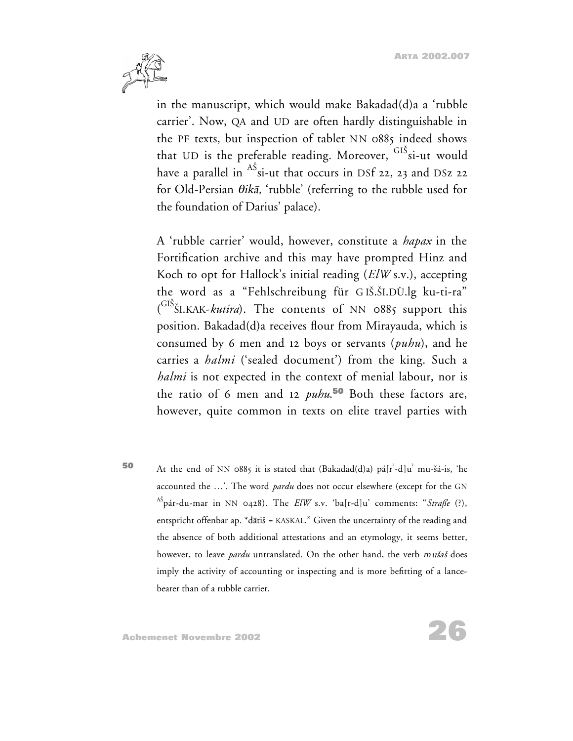in the manuscript, which would make Bakadad(d)a a 'rubble carrier'. Now, QA and UD are often hardly distinguishable in the PF texts, but inspection of tablet NN 0885 indeed shows that UD is the preferable reading. Moreover, $^{\text{GIŠ}}$si-ut would have a parallel in $^{\text{AŠ}}$si-ut that occurs in DSf 22, 23 and DSz 22 for Old-Persian *θikā*, 'rubble' (referring to the rubble used for the foundation of Darius' palace).

A 'rubble carrier' would, however, constitute a *hapax* in the Fortification archive and this may have prompted Hinz and Koch to opt for Hallock's initial reading (*ElW* s.v.), accepting the word as a "Fehlschreibung für GIŠ.ŠI.DÙ.lg ku-ti-ra" ($^{\text{GIŠ}}$ŠI.KAK-*kutira*). The contents of NN 0885 support this position. Bakadad(d)a receives flour from Mirayauda, which is consumed by 6 men and 12 boys or servants (*puhu*), and he carries a *halmi* ('sealed document') from the king. Such a *halmi* is not expected in the context of menial labour, nor is the ratio of 6 men and 12 *puhu*.[50] Both these factors are, however, quite common in texts on elite travel parties with

50 At the end of NN 0885 it is stated that (Bakadad(d)a) pá[r$^?$-d]u$^?$ mu-šá-is, 'he accounted the …'. The word *pardu* does not occur elsewhere (except for the GN $^{\text{AŠ}}$pár-du-mar in NN 0428). The *ElW* s.v. 'ba[r-d]u' comments: "*Straße* (?), entspricht offenbar ap. *dātiš = KASKAL." Given the uncertainty of the reading and the absence of both additional attestations and an etymology, it seems better, however, to leave *pardu* untranslated. On the other hand, the verb *mušaš* does imply the activity of accounting or inspecting and is more befitting of a lance-bearer than of a rubble carrier.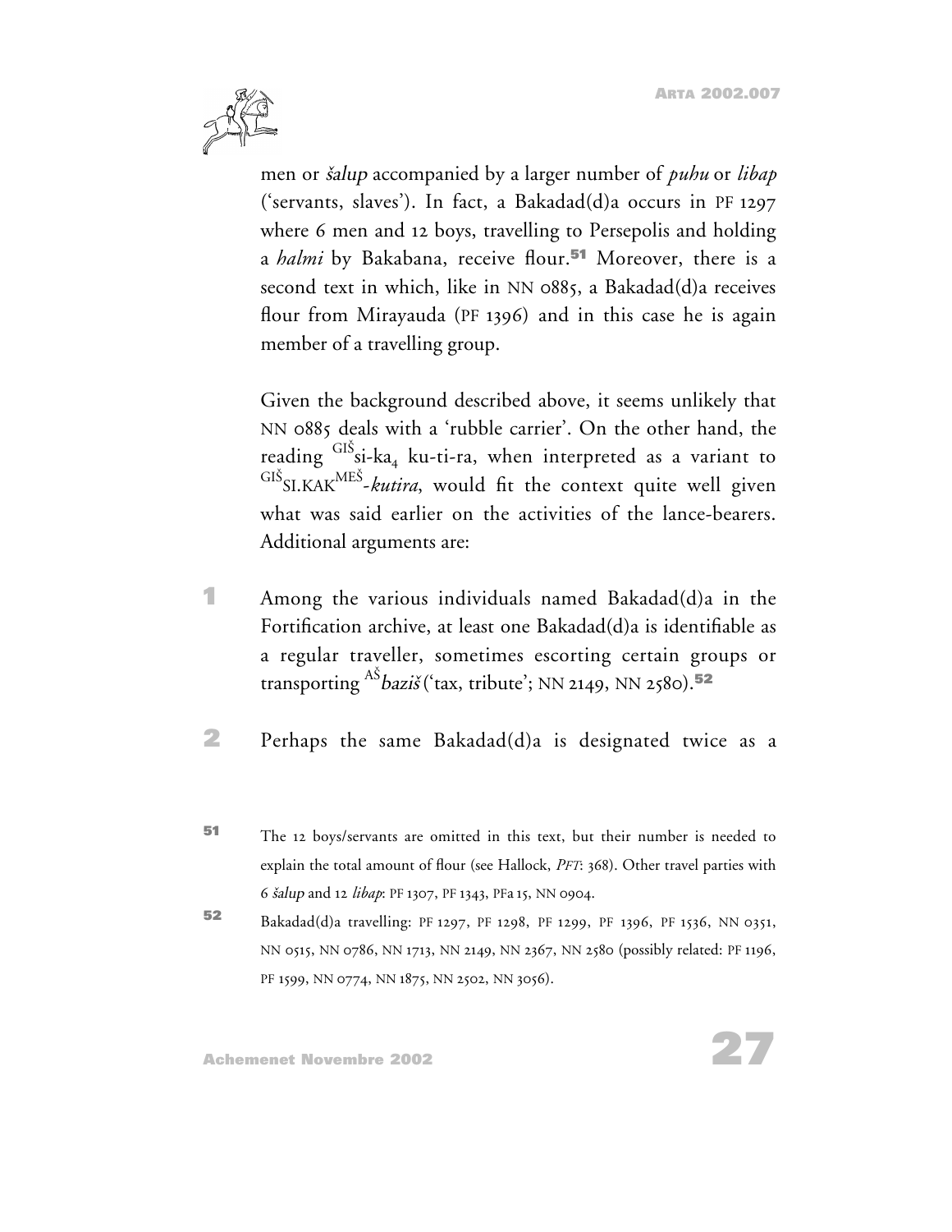men or *šalup* accompanied by a larger number of *puhu* or *libap* ('servants, slaves'). In fact, a Bakadad(d)a occurs in PF 1297 where 6 men and 12 boys, travelling to Persepolis and holding a *halmi* by Bakabana, receive flour.[51] Moreover, there is a second text in which, like in NN 0885, a Bakadad(d)a receives flour from Mirayauda (PF 1396) and in this case he is again member of a travelling group.

Given the background described above, it seems unlikely that NN 0885 deals with a 'rubble carrier'. On the other hand, the reading $^{\text{GIŠ}}$si-ka$_4$ ku-ti-ra, when interpreted as a variant to $^{\text{GIŠ}}$SI.KAK$^{\text{MEŠ}}$-*kutira*, would fit the context quite well given what was said earlier on the activities of the lance-bearers. Additional arguments are:

1. Among the various individuals named Bakadad(d)a in the Fortification archive, at least one Bakadad(d)a is identifiable as a regular traveller, sometimes escorting certain groups or transporting $^{\text{AŠ}}$*baziš* ('tax, tribute'; NN 2149, NN 2580).[52]

2. Perhaps the same Bakadad(d)a is designated twice as a

---

[51] The 12 boys/servants are omitted in this text, but their number is needed to explain the total amount of flour (see Hallock, *PFT*: 368). Other travel parties with 6 *šalup* and 12 *libap*: PF 1307, PF 1343, PFa 15, NN 0904.

[52] Bakadad(d)a travelling: PF 1297, PF 1298, PF 1299, PF 1396, PF 1536, NN 0351, NN 0515, NN 0786, NN 1713, NN 2149, NN 2367, NN 2580 (possibly related: PF 1196, PF 1599, NN 0774, NN 1875, NN 2502, NN 3056).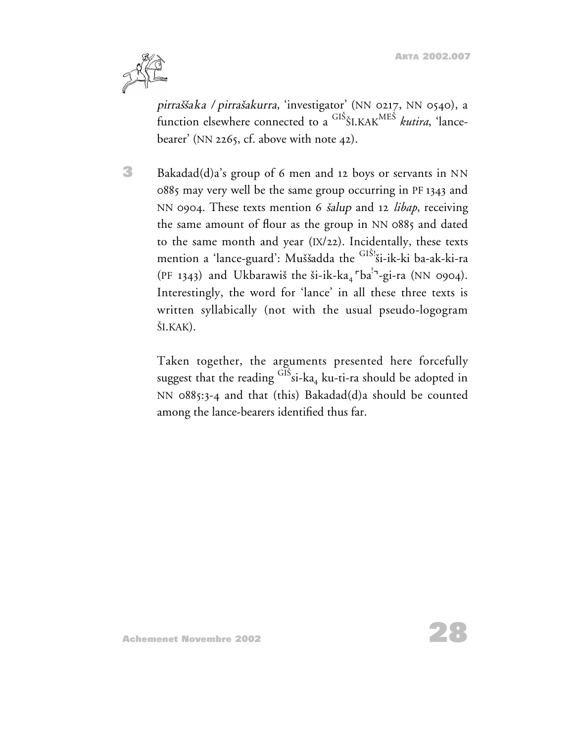*pirraššaka* / *pirrašakurra*, 'investigator' (NN 0217, NN 0540), a function elsewhere connected to a $^{\text{GIŠ}}$ŠI.KAK$^{\text{MEŠ}}$ *kutira*, 'lance-bearer' (NN 2265, cf. above with note 42).

**3** Bakadad(d)a's group of 6 men and 12 boys or servants in NN 0885 may very well be the same group occurring in PF 1343 and NN 0904. These texts mention 6 *šalup* and 12 *libap*, receiving the same amount of flour as the group in NN 0885 and dated to the same month and year (IX/22). Incidentally, these texts mention a 'lance-guard': Muššadda the $^{\text{GIŠ!}}$ši-ik-ki ba-ak-ki-ra (PF 1343) and Ukbarawiš the ši-ik-$\text{ka}_4$ ⌜ba$^{!}$⌝-gi-ra (NN 0904). Interestingly, the word for 'lance' in all these three texts is written syllabically (not with the usual pseudo-logogram ŠI.KAK).

Taken together, the arguments presented here forcefully suggest that the reading $^{\text{GIŠ}}$si-$\text{ka}_4$ ku-ti-ra should be adopted in NN 0885:3-4 and that (this) Bakadad(d)a should be counted among the lance-bearers identified thus far.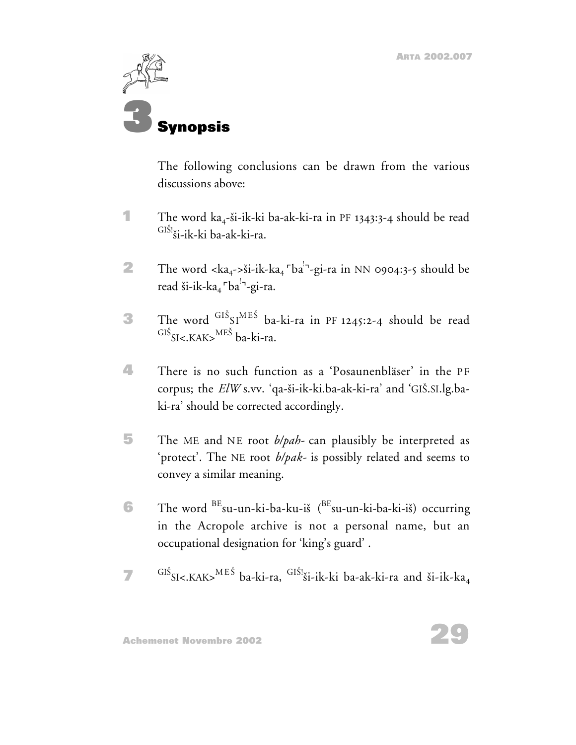# 3 Synopsis

The following conclusions can be drawn from the various discussions above:

1. The word $ka_4$-ši-ik-ki ba-ak-ki-ra in PF 1343:3-4 should be read $^{GIŠ!}$ši-ik-ki ba-ak-ki-ra.

2. The word <$ka_4$->ši-ik-$ka_4$ ⌜ba$^!$⌝-gi-ra in NN 0904:3-5 should be read ši-ik-$ka_4$ ⌜ba$^!$⌝-gi-ra.

3. The word $^{GIŠ}$SI$^{MEŠ}$ ba-ki-ra in PF 1245:2-4 should be read $^{GIŠ}$SI<.KAK>$^{MEŠ}$ ba-ki-ra.

4. There is no such function as a 'Posaunenbläser' in the PF corpus; the *ElW* s.vv. 'qa-ši-ik-ki.ba-ak-ki-ra' and 'GIŠ.SI.lg.ba-ki-ra' should be corrected accordingly.

5. The ME and NE root *b/pah-* can plausibly be interpreted as 'protect'. The NE root *b/pak-* is possibly related and seems to convey a similar meaning.

6. The word $^{BE}$su-un-ki-ba-ku-iš ($^{BE}$su-un-ki-ba-ki-iš) occurring in the Acropole archive is not a personal name, but an occupational designation for 'king's guard' .

7. $^{GIŠ}$SI<.KAK>$^{MEŠ}$ ba-ki-ra, $^{GIŠ!}$ši-ik-ki ba-ak-ki-ra and ši-ik-$ka_4$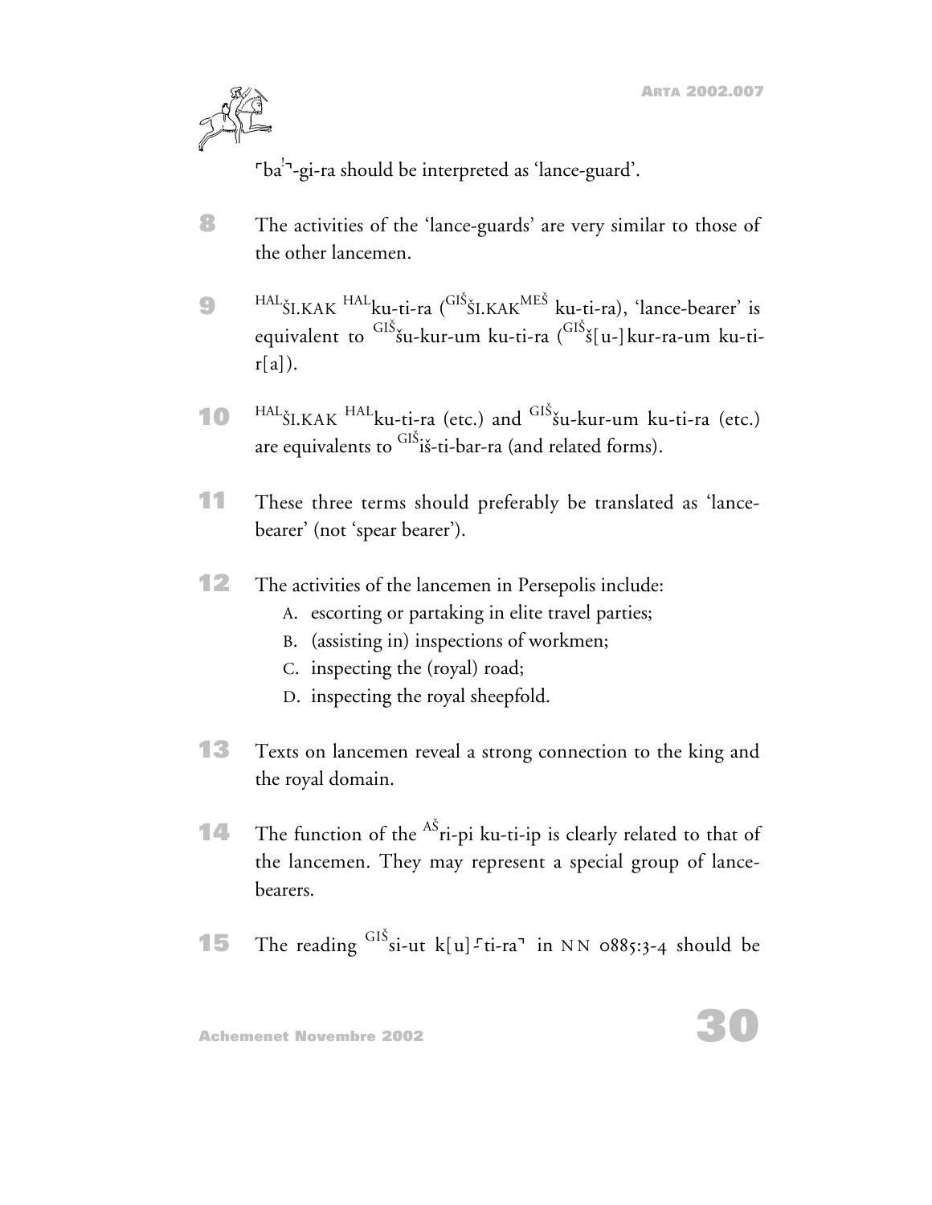⌜ba![!]⌝-gi-ra should be interpreted as 'lance-guard'.

**8** The activities of the 'lance-guards' are very similar to those of the other lancemen.

**9** $^{\mathrm{HAL}}$ŠI.KAK $^{\mathrm{HAL}}$ku-ti-ra ($^{\mathrm{GIŠ}}$ŠI.KAK$^{\mathrm{MEŠ}}$ ku-ti-ra), 'lance-bearer' is equivalent to $^{\mathrm{GIŠ}}$šu-kur-um ku-ti-ra ($^{\mathrm{GIŠ}}$š[u-]kur-ra-um ku-ti-r[a]).

**10** $^{\mathrm{HAL}}$ŠI.KAK $^{\mathrm{HAL}}$ku-ti-ra (etc.) and $^{\mathrm{GIŠ}}$šu-kur-um ku-ti-ra (etc.) are equivalents to $^{\mathrm{GIŠ}}$iš-ti-bar-ra (and related forms).

**11** These three terms should preferably be translated as 'lance-bearer' (not 'spear bearer').

**12** The activities of the lancemen in Persepolis include:

- A. escorting or partaking in elite travel parties;
- B. (assisting in) inspections of workmen;
- C. inspecting the (royal) road;
- D. inspecting the royal sheepfold.

**13** Texts on lancemen reveal a strong connection to the king and the royal domain.

**14** The function of the $^{\mathrm{AŠ}}$ri-pi ku-ti-ip is clearly related to that of the lancemen. They may represent a special group of lance-bearers.

**15** The reading $^{\mathrm{GIŠ}}$si-ut k[u]-⌜ti-ra⌝ in NN 0885:3-4 should be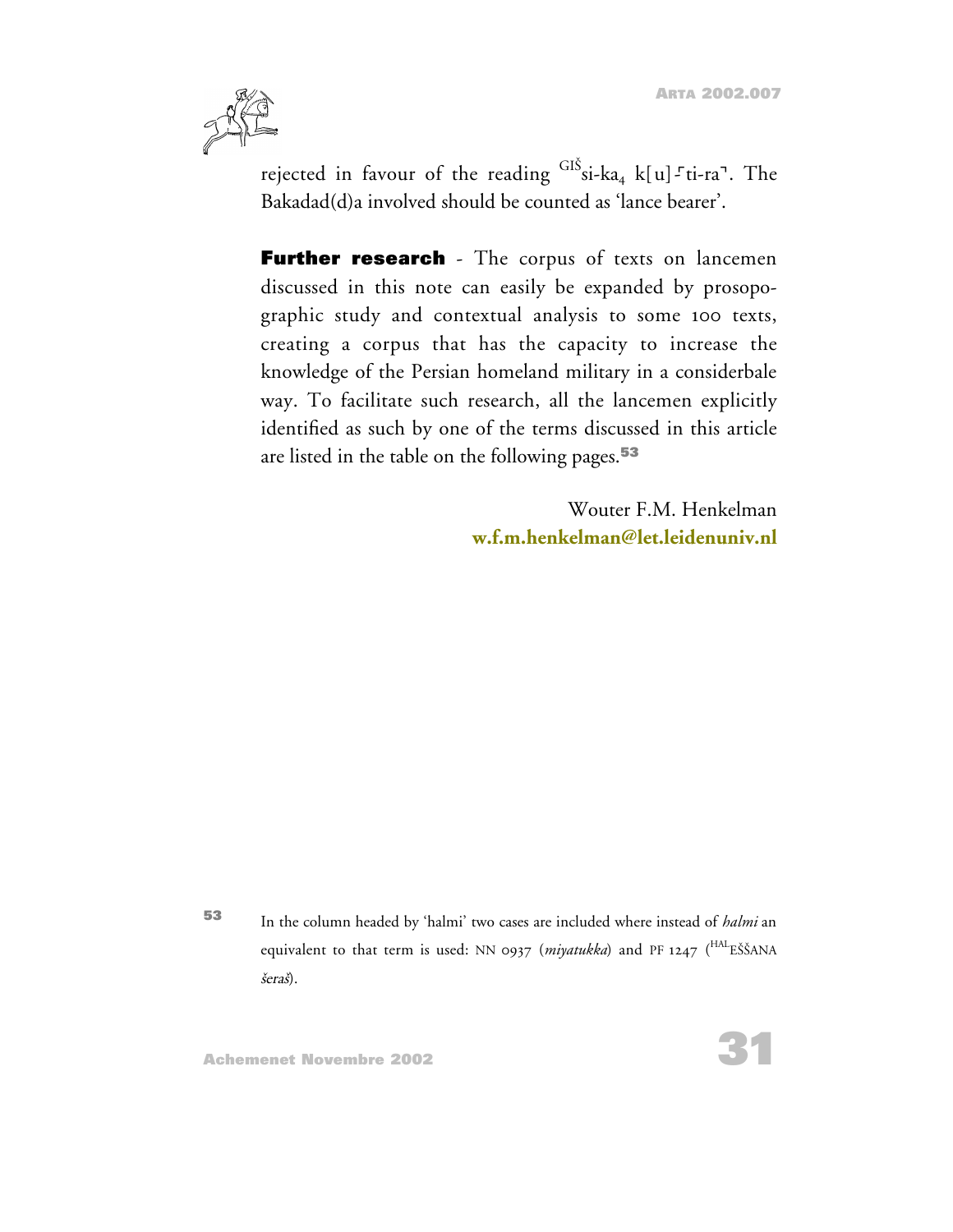rejected in favour of the reading $^{GIŠ}$si-ka$_4$ k[u]⸢ti-ra⸣. The Bakadad(d)a involved should be counted as 'lance bearer'.

**Further research** - The corpus of texts on lancemen discussed in this note can easily be expanded by prosopographic study and contextual analysis to some 100 texts, creating a corpus that has the capacity to increase the knowledge of the Persian homeland military in a considerbale way. To facilitate such research, all the lancemen explicitly identified as such by one of the terms discussed in this article are listed in the table on the following pages.[53]

Wouter F.M. Henkelman
**w.f.m.henkelman@let.leidenuniv.nl**

---

[53] In the column headed by 'halmi' two cases are included where instead of *halmi* an equivalent to that term is used: NN 0937 (*miyatukka*) and PF 1247 ($^{HAL}$EŠŠANA *šeraš*).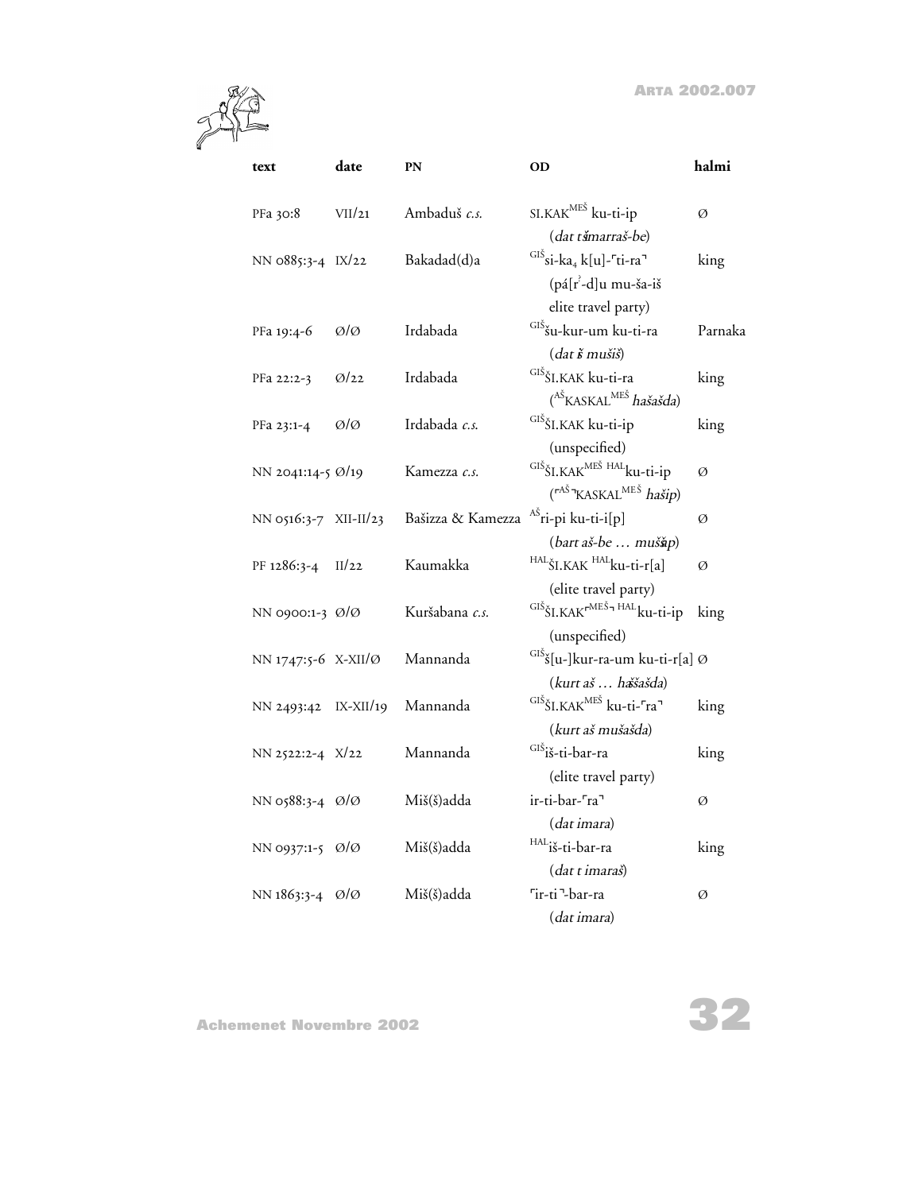| text | date | PN | OD | halmi |
|---|---|---|---|---|
| PFa 30:8 | VII/21 | Ambaduš *c.s.* | SI.KAK[MEŠ] ku-ti-ip (*dat tŝmarraš-be*) | Ø |
| NN 0885:3-4 | IX/22 | Bakadad(d)a | [GIŠ]si-ka₄ k[u]-⌜ti-ra⌝ (pá[r[?]-d]u mu-ša-iš elite travel party) | king |
| PFa 19:4-6 | Ø/Ø | Irdabada | [GIŠ]šu-kur-um ku-ti-ra (*dat š mušiš*) | Parnaka |
| PFa 22:2-3 | Ø/22 | Irdabada | [GIŠ]ŠI.KAK ku-ti-ra ([AŠ]KASKAL[MEŠ] *hašašda*) | king |
| PFa 23:1-4 | Ø/Ø | Irdabada *c.s.* | [GIŠ]ŠI.KAK ku-ti-ip (unspecified) | king |
| NN 2041:14-5 | Ø/19 | Kamezza *c.s.* | [GIŠ]ŠI.KAK[MEŠ HAL]ku-ti-ip (⌜[AŠ]⌝KASKAL[MEŠ] *hašip*) | Ø |
| NN 0516:3-7 | XII-II/23 | Bašizza & Kamezza | [AŠ]ri-pi ku-ti-i[p] (*bart aš-be … muššap*) | Ø |
| PF 1286:3-4 | II/22 | Kaumakka | [HAL]ŠI.KAK [HAL]ku-ti-r[a] (elite travel party) | Ø |
| NN 0900:1-3 | Ø/Ø | Kuršabana *c.s.* | [GIŠ]ŠI.KAK⌜[MEŠ]⌝ [HAL]ku-ti-ip (unspecified) | king |
| NN 1747:5-6 | X-XII/Ø | Mannanda | [GIŠ]š[u-]kur-ra-um ku-ti-r[a] (*kurt aš … haššašda*) | Ø |
| NN 2493:42 | IX-XII/19 | Mannanda | [GIŠ]ŠI.KAK[MEŠ] ku-ti-⌜ra⌝ (*kurt aš mušašda*) | king |
| NN 2522:2-4 | X/22 | Mannanda | [GIŠ]iš-ti-bar-ra (elite travel party) | king |
| NN 0588:3-4 | Ø/Ø | Miš(š)adda | ir-ti-bar-⌜ra⌝ (*dat imara*) | Ø |
| NN 0937:1-5 | Ø/Ø | Miš(š)adda | [HAL]iš-ti-bar-ra (*dat t imaraš*) | king |
| NN 1863:3-4 | Ø/Ø | Miš(š)adda | ⌜ir-ti⌝-bar-ra (*dat imara*) | Ø |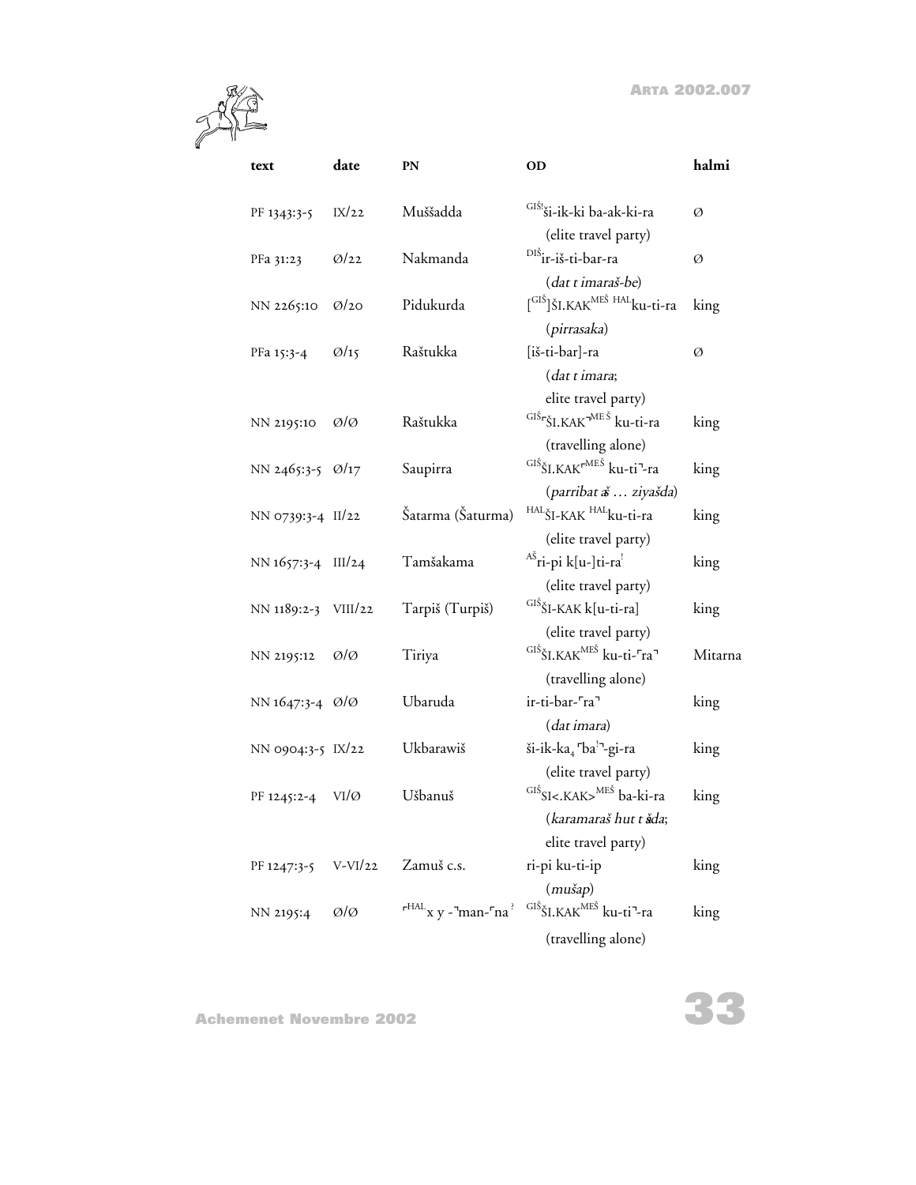| text | date | PN | OD | halmi |
|---|---|---|---|---|
| PF 1343:3-5 | IX/22 | Muššadda | $^{GIŠ!}$ši-ik-ki ba-ak-ki-ra (elite travel party) | Ø |
| PFa 31:23 | Ø/22 | Nakmanda | $^{DIŠ}$ir-iš-ti-bar-ra (*dat t imaraš-be*) | Ø |
| NN 2265:10 | Ø/20 | Pidukurda | [$^{GIŠ}$]ŠI.KAK$^{MEŠ}$ $^{HAL}$ku-ti-ra (*pirrasaka*) | king |
| PFa 15:3-4 | Ø/15 | Raštukka | [iš-ti-bar]-ra (*dat t imara*; elite travel party) | Ø |
| NN 2195:10 | Ø/Ø | Raštukka | $^{GIŠ}$⌜ŠI.KAK⌝$^{MEŠ}$ ku-ti-ra (travelling alone) | king |
| NN 2465:3-5 | Ø/17 | Saupirra | $^{GIŠ}$ŠI.KAK⌜$^{MEŠ}$ ku-ti⌝-ra (*parribat aš … ziyašda*) | king |
| NN 0739:3-4 | II/22 | Šatarma (Šaturma) | $^{HAL}$ŠI-KAK $^{HAL}$ku-ti-ra (elite travel party) | king |
| NN 1657:3-4 | III/24 | Tamšakama | $^{AŠ}$ri-pi k[u-]ti-ra! (elite travel party) | king |
| NN 1189:2-3 | VIII/22 | Tarpiš (Turpiš) | $^{GIŠ}$ŠI-KAK k[u-ti-ra] (elite travel party) | king |
| NN 2195:12 | Ø/Ø | Tiriya | $^{GIŠ}$ŠI.KAK$^{MEŠ}$ ku-ti-⌜ra⌝ (travelling alone) | Mitarna |
| NN 1647:3-4 | Ø/Ø | Ubaruda | ir-ti-bar-⌜ra⌝ (*dat imara*) | king |
| NN 0904:3-5 | IX/22 | Ukbarawiš | ši-ik-ka$_4$ ⌜ba!⌝-gi-ra (elite travel party) | king |
| PF 1245:2-4 | VI/Ø | Ušbanuš | $^{GIŠ}$SI<.KAK>$^{MEŠ}$ ba-ki-ra (*karamaraš hut t šda*; elite travel party) | king |
| PF 1247:3-5 | V-VI/22 | Zamuš c.s. | ri-pi ku-ti-ip (*mušap*) | king |
| NN 2195:4 | Ø/Ø | ⌜$^{HAL}$x y -⌝man-⌜na? | $^{GIŠ}$ŠI.KAK$^{MEŠ}$ ku-ti⌝-ra (travelling alone) | king |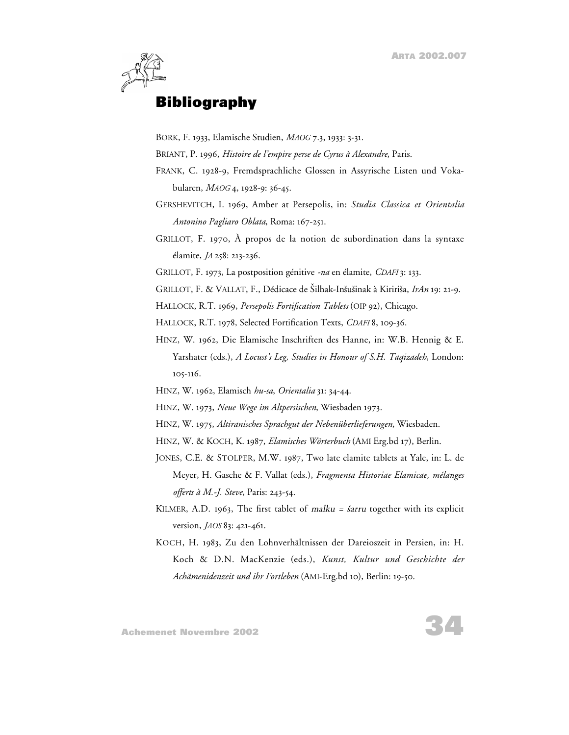# Bibliography

BORK, F. 1933, Elamische Studien, *MAOG* 7.3, 1933: 3-31.

BRIANT, P. 1996, *Histoire de l'empire perse de Cyrus à Alexandre*, Paris.

FRANK, C. 1928-9, Fremdsprachliche Glossen in Assyrische Listen und Vokabularen, *MAOG* 4, 1928-9: 36-45.

GERSHEVITCH, I. 1969, Amber at Persepolis, in: *Studia Classica et Orientalia Antonino Pagliaro Oblata*, Roma: 167-251.

GRILLOT, F. 1970, À propos de la notion de subordination dans la syntaxe élamite, *JA* 258: 213-236.

GRILLOT, F. 1973, La postposition génitive *-na* en élamite, *CDAFI* 3: 133.

GRILLOT, F. & VALLAT, F., Dédicace de Šilhak-Inšušinak à Kiririša, *IrAn* 19: 21-9.

HALLOCK, R.T. 1969, *Persepolis Fortification Tablets* (OIP 92), Chicago.

HALLOCK, R.T. 1978, Selected Fortification Texts, *CDAFI* 8, 109-36.

HINZ, W. 1962, Die Elamische Inschriften des Hanne, in: W.B. Hennig & E. Yarshater (eds.), *A Locust's Leg, Studies in Honour of S.H. Taqizadeh*, London: 105-116.

HINZ, W. 1962, Elamisch *hu-sa*, *Orientalia* 31: 34-44.

HINZ, W. 1973, *Neue Wege im Altpersischen*, Wiesbaden 1973.

HINZ, W. 1975, *Altiranisches Sprachgut der Nebenüberlieferungen*, Wiesbaden.

HINZ, W. & KOCH, K. 1987, *Elamisches Wörterbuch* (AMI Erg.bd 17), Berlin.

JONES, C.E. & STOLPER, M.W. 1987, Two late elamite tablets at Yale, in: L. de Meyer, H. Gasche & F. Vallat (eds.), *Fragmenta Historiae Elamicae, mélanges offerts à M.-J. Steve*, Paris: 243-54.

KILMER, A.D. 1963, The first tablet of *malku = šarru* together with its explicit version, *JAOS* 83: 421-461.

KOCH, H. 1983, Zu den Lohnverhältnissen der Dareioszeit in Persien, in: H. Koch & D.N. MacKenzie (eds.), *Kunst, Kultur und Geschichte der Achämenidenzeit und ihr Fortleben* (AMI-Erg.bd 10), Berlin: 19-50.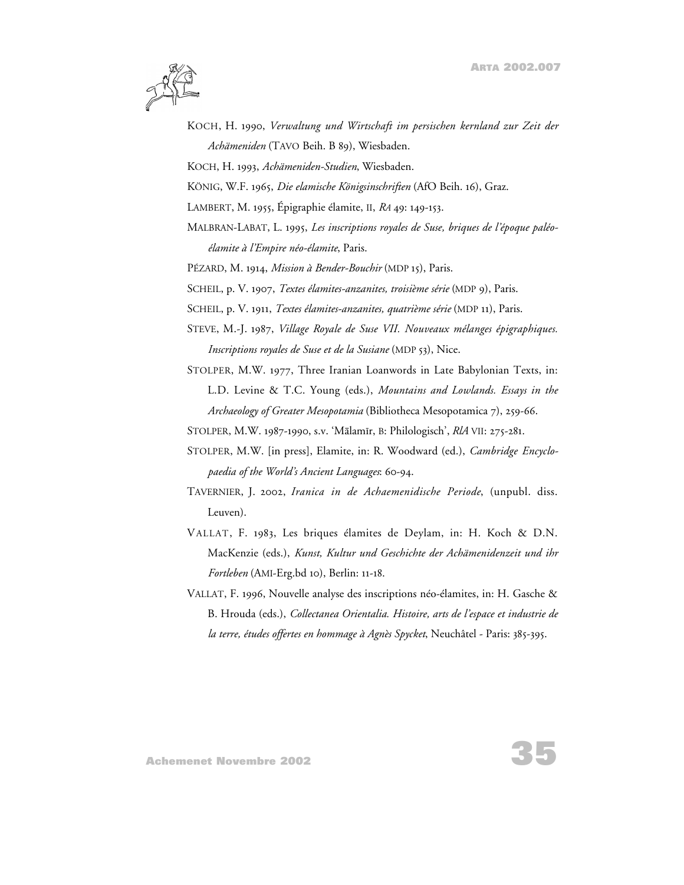KOCH, H. 1990, *Verwaltung und Wirtschaft im persischen kernland zur Zeit der Achämeniden* (TAVO Beih. B 89), Wiesbaden.

KOCH, H. 1993, *Achämeniden-Studien*, Wiesbaden.

KÖNIG, W.F. 1965, *Die elamische Königsinschriften* (AfO Beih. 16), Graz.

LAMBERT, M. 1955, Épigraphie élamite, II, *RA* 49: 149-153.

MALBRAN-LABAT, L. 1995, *Les inscriptions royales de Suse, briques de l'époque paléo-élamite à l'Empire néo-élamite*, Paris.

PÉZARD, M. 1914, *Mission à Bender-Bouchir* (MDP 15), Paris.

SCHEIL, p. V. 1907, *Textes élamites-anzanites, troisième série* (MDP 9), Paris.

SCHEIL, p. V. 1911, *Textes élamites-anzanites, quatrième série* (MDP 11), Paris.

STEVE, M.-J. 1987, *Village Royale de Suse VII. Nouveaux mélanges épigraphiques. Inscriptions royales de Suse et de la Susiane* (MDP 53), Nice.

STOLPER, M.W. 1977, Three Iranian Loanwords in Late Babylonian Texts, in: L.D. Levine & T.C. Young (eds.), *Mountains and Lowlands. Essays in the Archaeology of Greater Mesopotamia* (Bibliotheca Mesopotamica 7), 259-66.

STOLPER, M.W. 1987-1990, s.v. 'Mālamīr, B: Philologisch', *RlA* VII: 275-281.

STOLPER, M.W. [in press], Elamite, in: R. Woodward (ed.), *Cambridge Encyclopaedia of the World's Ancient Languages*: 60-94.

TAVERNIER, J. 2002, *Iranica in de Achaemenidische Periode*, (unpubl. diss. Leuven).

VALLAT, F. 1983, Les briques élamites de Deylam, in: H. Koch & D.N. MacKenzie (eds.), *Kunst, Kultur und Geschichte der Achämenidenzeit und ihr Fortleben* (AMI-Erg.bd 10), Berlin: 11-18.

VALLAT, F. 1996, Nouvelle analyse des inscriptions néo-élamites, in: H. Gasche & B. Hrouda (eds.), *Collectanea Orientalia. Histoire, arts de l'espace et industrie de la terre, études offertes en hommage à Agnès Spycket*, Neuchâtel - Paris: 385-395.